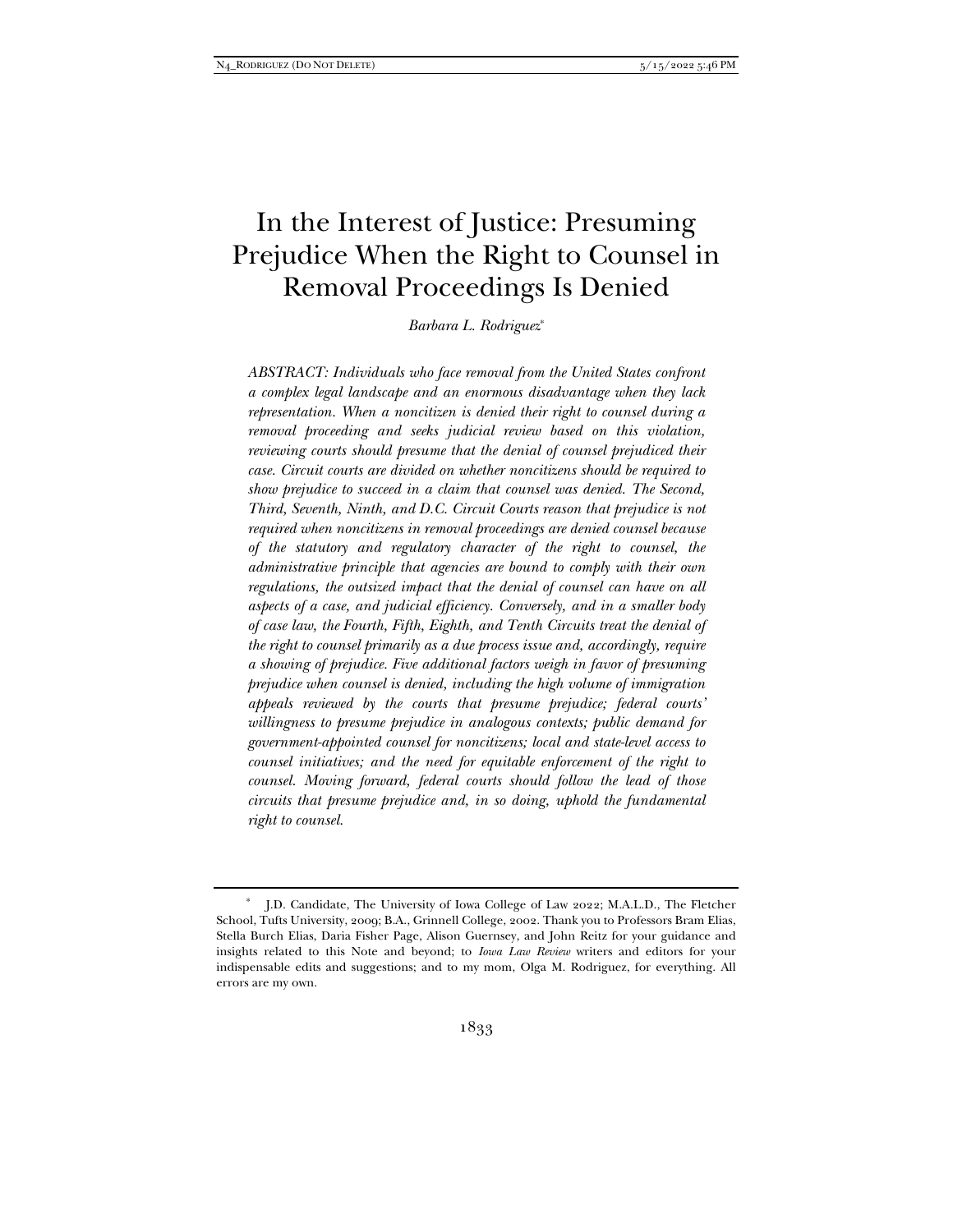# In the Interest of Justice: Presuming Prejudice When the Right to Counsel in Removal Proceedings Is Denied

*Barbara L. Rodriguez*[*]

*ABSTRACT: Individuals who face removal from the United States confront a complex legal landscape and an enormous disadvantage when they lack representation. When a noncitizen is denied their right to counsel during a removal proceeding and seeks judicial review based on this violation, reviewing courts should presume that the denial of counsel prejudiced their case. Circuit courts are divided on whether noncitizens should be required to show prejudice to succeed in a claim that counsel was denied. The Second, Third, Seventh, Ninth, and D.C. Circuit Courts reason that prejudice is not required when noncitizens in removal proceedings are denied counsel because of the statutory and regulatory character of the right to counsel, the administrative principle that agencies are bound to comply with their own regulations, the outsized impact that the denial of counsel can have on all aspects of a case, and judicial efficiency. Conversely, and in a smaller body of case law, the Fourth, Fifth, Eighth, and Tenth Circuits treat the denial of the right to counsel primarily as a due process issue and, accordingly, require a showing of prejudice. Five additional factors weigh in favor of presuming prejudice when counsel is denied, including the high volume of immigration appeals reviewed by the courts that presume prejudice; federal courts' willingness to presume prejudice in analogous contexts; public demand for government-appointed counsel for noncitizens; local and state-level access to counsel initiatives; and the need for equitable enforcement of the right to counsel. Moving forward, federal courts should follow the lead of those circuits that presume prejudice and, in so doing, uphold the fundamental right to counsel.*

---

[*] J.D. Candidate, The University of Iowa College of Law 2022; M.A.L.D., The Fletcher School, Tufts University, 2009; B.A., Grinnell College, 2002. Thank you to Professors Bram Elias, Stella Burch Elias, Daria Fisher Page, Alison Guernsey, and John Reitz for your guidance and insights related to this Note and beyond; to *Iowa Law Review* writers and editors for your indispensable edits and suggestions; and to my mom, Olga M. Rodriguez, for everything. All errors are my own.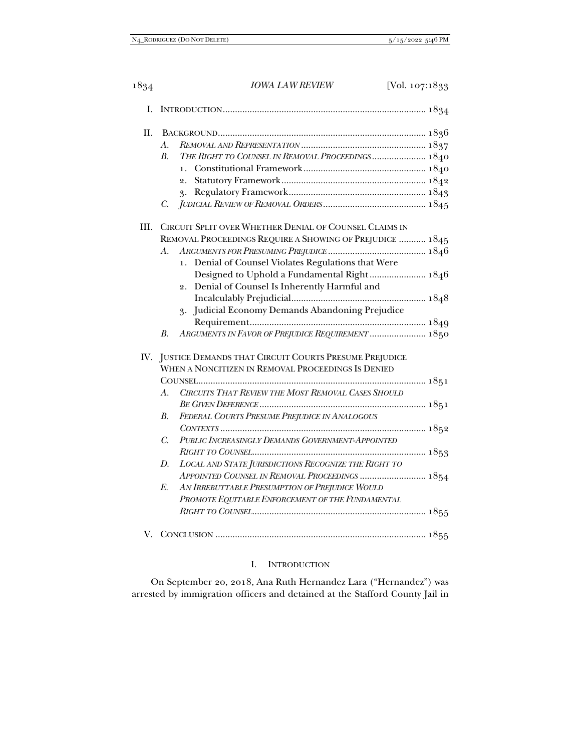I. INTRODUCTION .......... 1834

II. BACKGROUND .......... 1836

- A. *REMOVAL AND REPRESENTATION* .......... 1837
- B. *THE RIGHT TO COUNSEL IN REMOVAL PROCEEDINGS* .......... 1840
  1. Constitutional Framework .......... 1840
  2. Statutory Framework .......... 1842
  3. Regulatory Framework .......... 1843
- C. *JUDICIAL REVIEW OF REMOVAL ORDERS* .......... 1845

III. CIRCUIT SPLIT OVER WHETHER DENIAL OF COUNSEL CLAIMS IN REMOVAL PROCEEDINGS REQUIRE A SHOWING OF PREJUDICE .......... 1845

- A. *ARGUMENTS FOR PRESUMING PREJUDICE* .......... 1846
  1. Denial of Counsel Violates Regulations that Were Designed to Uphold a Fundamental Right .......... 1846
  2. Denial of Counsel Is Inherently Harmful and Incalculably Prejudicial .......... 1848
  3. Judicial Economy Demands Abandoning Prejudice Requirement .......... 1849
- B. *ARGUMENTS IN FAVOR OF PREJUDICE REQUIREMENT* .......... 1850

IV. JUSTICE DEMANDS THAT CIRCUIT COURTS PRESUME PREJUDICE WHEN A NONCITIZEN IN REMOVAL PROCEEDINGS IS DENIED COUNSEL .......... 1851

- A. *CIRCUITS THAT REVIEW THE MOST REMOVAL CASES SHOULD BE GIVEN DEFERENCE* .......... 1851
- B. *FEDERAL COURTS PRESUME PREJUDICE IN ANALOGOUS CONTEXTS* .......... 1852
- C. *PUBLIC INCREASINGLY DEMANDS GOVERNMENT-APPOINTED RIGHT TO COUNSEL* .......... 1853
- D. *LOCAL AND STATE JURISDICTIONS RECOGNIZE THE RIGHT TO APPOINTED COUNSEL IN REMOVAL PROCEEDINGS* .......... 1854
- E. *AN IRREBUTTABLE PRESUMPTION OF PREJUDICE WOULD PROMOTE EQUITABLE ENFORCEMENT OF THE FUNDAMENTAL RIGHT TO COUNSEL* .......... 1855

V. CONCLUSION .......... 1855

## I. INTRODUCTION

On September 20, 2018, Ana Ruth Hernandez Lara ("Hernandez") was arrested by immigration officers and detained at the Stafford County Jail in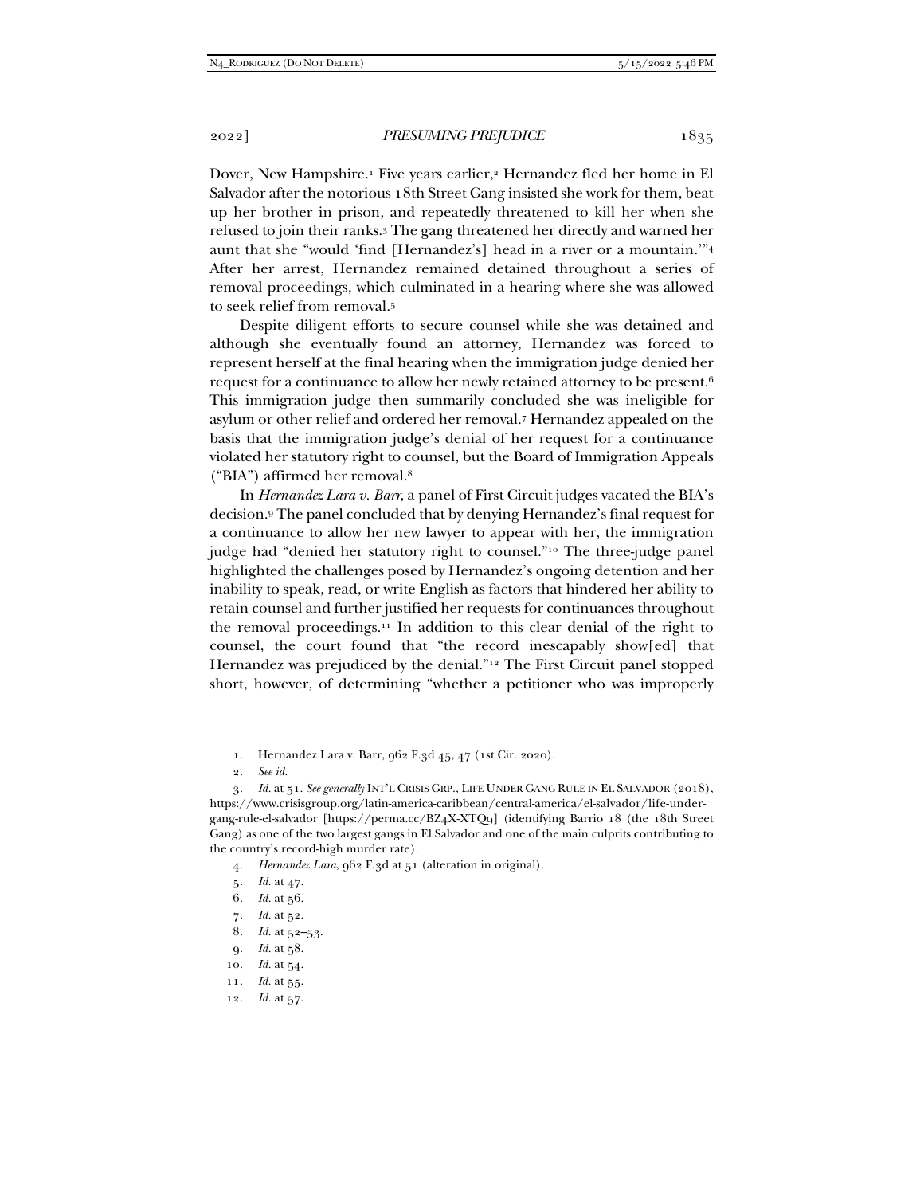Dover, New Hampshire.[1] Five years earlier,[2] Hernandez fled her home in El Salvador after the notorious 18th Street Gang insisted she work for them, beat up her brother in prison, and repeatedly threatened to kill her when she refused to join their ranks.[3] The gang threatened her directly and warned her aunt that she "would 'find [Hernandez's] head in a river or a mountain.'"[4] After her arrest, Hernandez remained detained throughout a series of removal proceedings, which culminated in a hearing where she was allowed to seek relief from removal.[5]

Despite diligent efforts to secure counsel while she was detained and although she eventually found an attorney, Hernandez was forced to represent herself at the final hearing when the immigration judge denied her request for a continuance to allow her newly retained attorney to be present.[6] This immigration judge then summarily concluded she was ineligible for asylum or other relief and ordered her removal.[7] Hernandez appealed on the basis that the immigration judge's denial of her request for a continuance violated her statutory right to counsel, but the Board of Immigration Appeals ("BIA") affirmed her removal.[8]

In *Hernandez Lara v. Barr*, a panel of First Circuit judges vacated the BIA's decision.[9] The panel concluded that by denying Hernandez's final request for a continuance to allow her new lawyer to appear with her, the immigration judge had "denied her statutory right to counsel."[10] The three-judge panel highlighted the challenges posed by Hernandez's ongoing detention and her inability to speak, read, or write English as factors that hindered her ability to retain counsel and further justified her requests for continuances throughout the removal proceedings.[11] In addition to this clear denial of the right to counsel, the court found that "the record inescapably show[ed] that Hernandez was prejudiced by the denial."[12] The First Circuit panel stopped short, however, of determining "whether a petitioner who was improperly

---

1. Hernandez Lara v. Barr, 962 F.3d 45, 47 (1st Cir. 2020).
2. *See id.*
3. *Id.* at 51. *See generally* INT'L CRISIS GRP., LIFE UNDER GANG RULE IN EL SALVADOR (2018), https://www.crisisgroup.org/latin-america-caribbean/central-america/el-salvador/life-under-gang-rule-el-salvador [https://perma.cc/BZ4X-XTQ9] (identifying Barrio 18 (the 18th Street Gang) as one of the two largest gangs in El Salvador and one of the main culprits contributing to the country's record-high murder rate).
4. *Hernandez Lara*, 962 F.3d at 51 (alteration in original).
5. *Id.* at 47.
6. *Id.* at 56.
7. *Id.* at 52.
8. *Id.* at 52–53.
9. *Id.* at 58.
10. *Id.* at 54.
11. *Id.* at 55.
12. *Id.* at 57.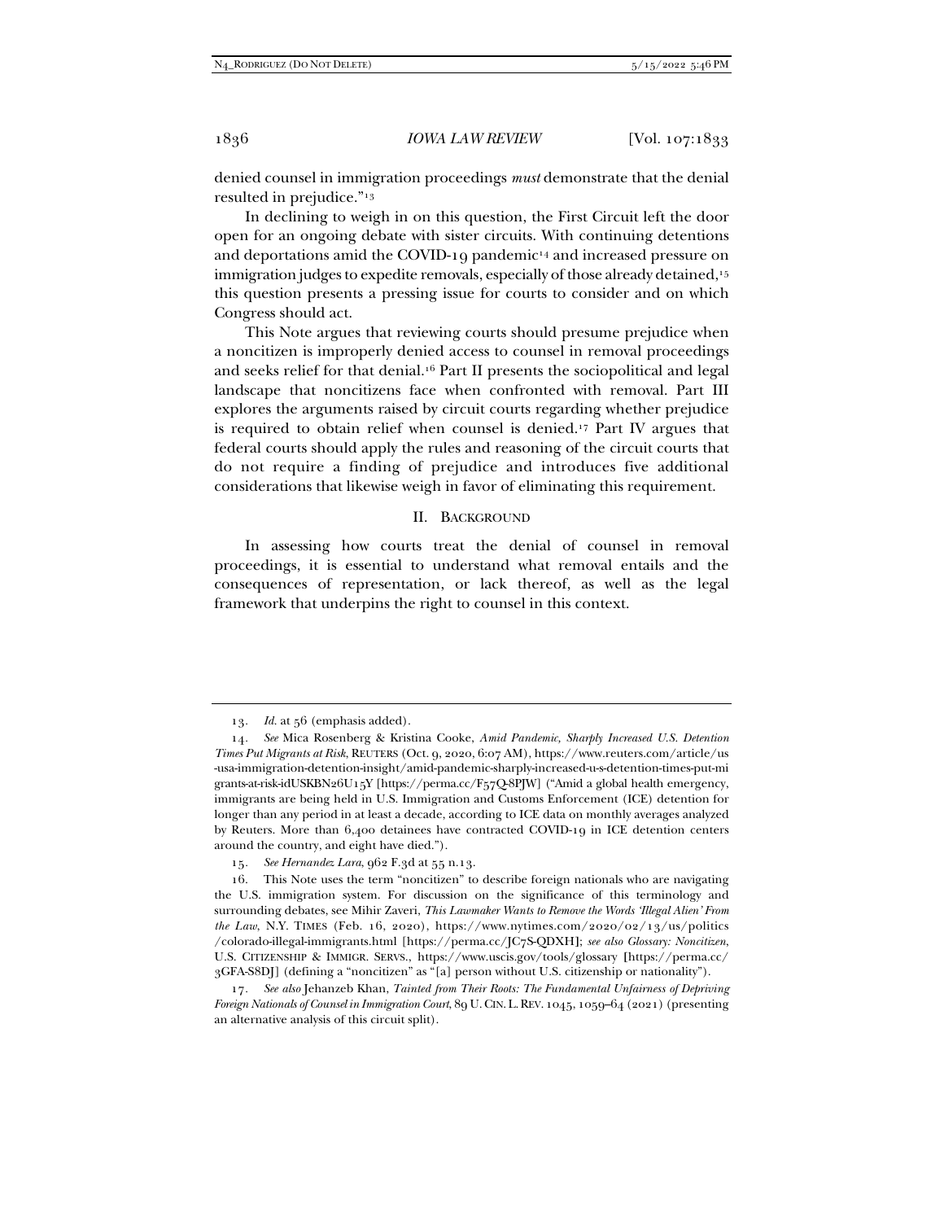denied counsel in immigration proceedings *must* demonstrate that the denial resulted in prejudice."[13]

In declining to weigh in on this question, the First Circuit left the door open for an ongoing debate with sister circuits. With continuing detentions and deportations amid the COVID-19 pandemic[14] and increased pressure on immigration judges to expedite removals, especially of those already detained,[15] this question presents a pressing issue for courts to consider and on which Congress should act.

This Note argues that reviewing courts should presume prejudice when a noncitizen is improperly denied access to counsel in removal proceedings and seeks relief for that denial.[16] Part II presents the sociopolitical and legal landscape that noncitizens face when confronted with removal. Part III explores the arguments raised by circuit courts regarding whether prejudice is required to obtain relief when counsel is denied.[17] Part IV argues that federal courts should apply the rules and reasoning of the circuit courts that do not require a finding of prejudice and introduces five additional considerations that likewise weigh in favor of eliminating this requirement.

## II. BACKGROUND

In assessing how courts treat the denial of counsel in removal proceedings, it is essential to understand what removal entails and the consequences of representation, or lack thereof, as well as the legal framework that underpins the right to counsel in this context.

---

13. *Id.* at 56 (emphasis added).

14. *See* Mica Rosenberg & Kristina Cooke, *Amid Pandemic, Sharply Increased U.S. Detention Times Put Migrants at Risk*, REUTERS (Oct. 9, 2020, 6:07 AM), https://www.reuters.com/article/us-usa-immigration-detention-insight/amid-pandemic-sharply-increased-u-s-detention-times-put-migrants-at-risk-idUSKBN26U15Y [https://perma.cc/F57Q-8PJW] ("Amid a global health emergency, immigrants are being held in U.S. Immigration and Customs Enforcement (ICE) detention for longer than any period in at least a decade, according to ICE data on monthly averages analyzed by Reuters. More than 6,400 detainees have contracted COVID-19 in ICE detention centers around the country, and eight have died.").

15. *See Hernandez Lara*, 962 F.3d at 55 n.13.

16. This Note uses the term "noncitizen" to describe foreign nationals who are navigating the U.S. immigration system. For discussion on the significance of this terminology and surrounding debates, see Mihir Zaveri, *This Lawmaker Wants to Remove the Words 'Illegal Alien' From the Law*, N.Y. TIMES (Feb. 16, 2020), https://www.nytimes.com/2020/02/13/us/politics/colorado-illegal-immigrants.html [https://perma.cc/JC7S-QDXH]; *see also Glossary: Noncitizen*, U.S. CITIZENSHIP & IMMIGR. SERVS., https://www.uscis.gov/tools/glossary [https://perma.cc/3GFA-S8DJ] (defining a "noncitizen" as "[a] person without U.S. citizenship or nationality").

17. *See also* Jehanzeb Khan, *Tainted from Their Roots: The Fundamental Unfairness of Depriving Foreign Nationals of Counsel in Immigration Court*, 89 U. CIN. L. REV. 1045, 1059–64 (2021) (presenting an alternative analysis of this circuit split).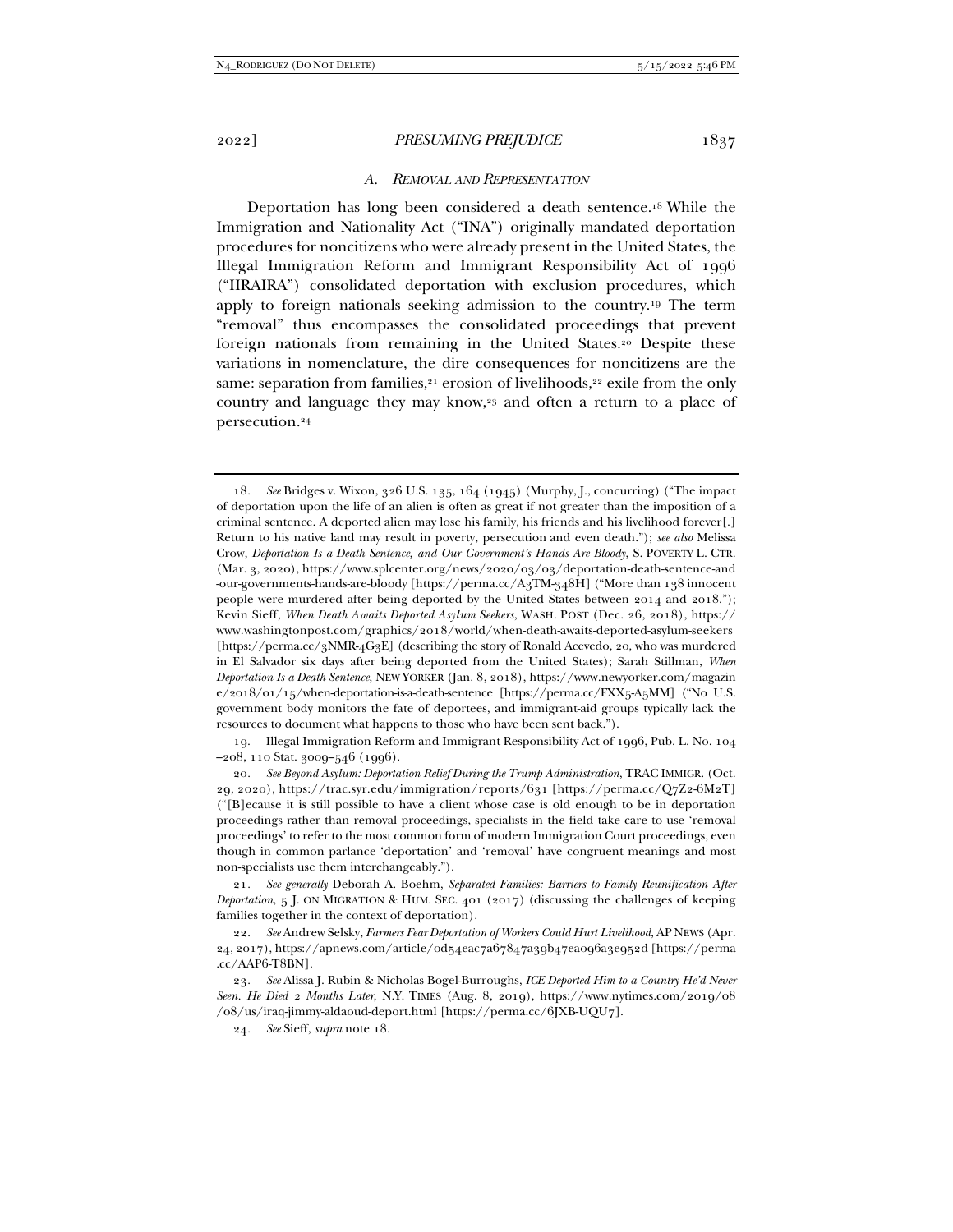### A. *Removal and Representation*

Deportation has long been considered a death sentence.[18] While the Immigration and Nationality Act ("INA") originally mandated deportation procedures for noncitizens who were already present in the United States, the Illegal Immigration Reform and Immigrant Responsibility Act of 1996 ("IIRAIRA") consolidated deportation with exclusion procedures, which apply to foreign nationals seeking admission to the country.[19] The term "removal" thus encompasses the consolidated proceedings that prevent foreign nationals from remaining in the United States.[20] Despite these variations in nomenclature, the dire consequences for noncitizens are the same: separation from families,[21] erosion of livelihoods,[22] exile from the only country and language they may know,[23] and often a return to a place of persecution.[24]

---

18. *See* Bridges v. Wixon, 326 U.S. 135, 164 (1945) (Murphy, J., concurring) ("The impact of deportation upon the life of an alien is often as great if not greater than the imposition of a criminal sentence. A deported alien may lose his family, his friends and his livelihood forever[.] Return to his native land may result in poverty, persecution and even death."); *see also* Melissa Crow, *Deportation Is a Death Sentence, and Our Government's Hands Are Bloody*, S. POVERTY L. CTR. (Mar. 3, 2020), https://www.splcenter.org/news/2020/03/03/deportation-death-sentence-and-our-governments-hands-are-bloody [https://perma.cc/A3TM-348H] ("More than 138 innocent people were murdered after being deported by the United States between 2014 and 2018."); Kevin Sieff, *When Death Awaits Deported Asylum Seekers*, WASH. POST (Dec. 26, 2018), https://www.washingtonpost.com/graphics/2018/world/when-death-awaits-deported-asylum-seekers [https://perma.cc/3NMR-4G3E] (describing the story of Ronald Acevedo, 20, who was murdered in El Salvador six days after being deported from the United States); Sarah Stillman, *When Deportation Is a Death Sentence*, NEW YORKER (Jan. 8, 2018), https://www.newyorker.com/magazine/2018/01/15/when-deportation-is-a-death-sentence [https://perma.cc/FXX5-A5MM] ("No U.S. government body monitors the fate of deportees, and immigrant-aid groups typically lack the resources to document what happens to those who have been sent back.").

19. Illegal Immigration Reform and Immigrant Responsibility Act of 1996, Pub. L. No. 104–208, 110 Stat. 3009–546 (1996).

20. *See Beyond Asylum: Deportation Relief During the Trump Administration*, TRAC IMMIGR. (Oct. 29, 2020), https://trac.syr.edu/immigration/reports/631 [https://perma.cc/Q7Z2-6M2T] ("[B]ecause it is still possible to have a client whose case is old enough to be in deportation proceedings rather than removal proceedings, specialists in the field take care to use 'removal proceedings' to refer to the most common form of modern Immigration Court proceedings, even though in common parlance 'deportation' and 'removal' have congruent meanings and most non-specialists use them interchangeably.").

21. *See generally* Deborah A. Boehm, *Separated Families: Barriers to Family Reunification After Deportation*, 5 J. ON MIGRATION & HUM. SEC. 401 (2017) (discussing the challenges of keeping families together in the context of deportation).

22. *See* Andrew Selsky, *Farmers Fear Deportation of Workers Could Hurt Livelihood*, AP NEWS (Apr. 24, 2017), https://apnews.com/article/0d54eac7a67847a39b47ea096a3e952d [https://perma.cc/AAP6-T8BN].

23. *See* Alissa J. Rubin & Nicholas Bogel-Burroughs, *ICE Deported Him to a Country He'd Never Seen. He Died 2 Months Later*, N.Y. TIMES (Aug. 8, 2019), https://www.nytimes.com/2019/08/08/us/iraq-jimmy-aldaoud-deport.html [https://perma.cc/6JXB-UQU7].

24. *See* Sieff, *supra* note 18.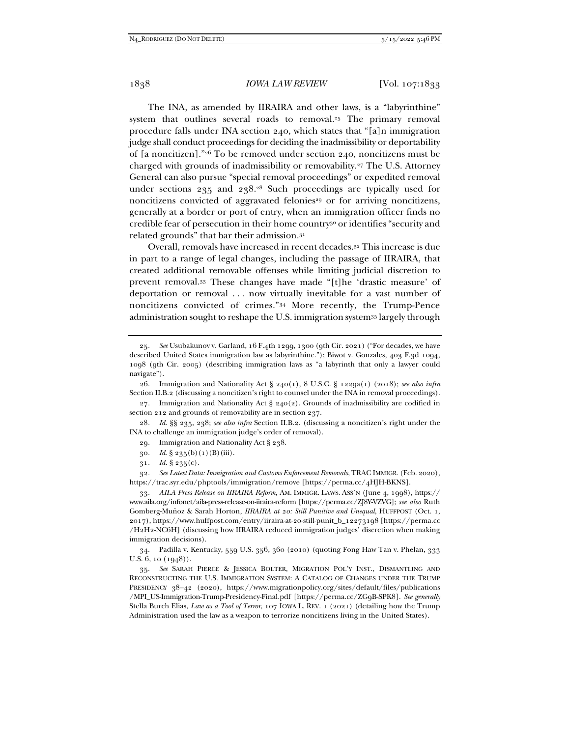The INA, as amended by IIRAIRA and other laws, is a "labyrinthine" system that outlines several roads to removal.[25] The primary removal procedure falls under INA section 240, which states that "[a]n immigration judge shall conduct proceedings for deciding the inadmissibility or deportability of [a noncitizen]."[26] To be removed under section 240, noncitizens must be charged with grounds of inadmissibility or removability.[27] The U.S. Attorney General can also pursue "special removal proceedings" or expedited removal under sections 235 and 238.[28] Such proceedings are typically used for noncitizens convicted of aggravated felonies[29] or for arriving noncitizens, generally at a border or port of entry, when an immigration officer finds no credible fear of persecution in their home country[30] or identifies "security and related grounds" that bar their admission.[31]

Overall, removals have increased in recent decades.[32] This increase is due in part to a range of legal changes, including the passage of IIRAIRA, that created additional removable offenses while limiting judicial discretion to prevent removal.[33] These changes have made "[t]he 'drastic measure' of deportation or removal . . . now virtually inevitable for a vast number of noncitizens convicted of crimes."[34] More recently, the Trump-Pence administration sought to reshape the U.S. immigration system[35] largely through

---

25. *See* Usubakunov v. Garland, 16 F.4th 1299, 1300 (9th Cir. 2021) ("For decades, we have described United States immigration law as labyrinthine."); Biwot v. Gonzales, 403 F.3d 1094, 1098 (9th Cir. 2005) (describing immigration laws as "a labyrinth that only a lawyer could navigate").

26. Immigration and Nationality Act § 240(1), 8 U.S.C. § 1229a(1) (2018); *see also infra* Section II.B.2 (discussing a noncitizen's right to counsel under the INA in removal proceedings).

27. Immigration and Nationality Act § 240(2). Grounds of inadmissibility are codified in section 212 and grounds of removability are in section 237.

28. *Id.* §§ 235, 238; *see also infra* Section II.B.2. (discussing a noncitizen's right under the INA to challenge an immigration judge's order of removal).

29. Immigration and Nationality Act § 238.

30. *Id.* § 235(b)(1)(B)(iii).

31. *Id.* § 235(c).

32. *See Latest Data: Immigration and Customs Enforcement Removals*, TRAC IMMIGR. (Feb. 2020), https://trac.syr.edu/phptools/immigration/remove [https://perma.cc/4HJH-BKNS].

33. *AILA Press Release on IIRAIRA Reform*, AM. IMMIGR. LAWS. ASS'N (June 4, 1998), https://www.aila.org/infonet/aila-press-release-on-iiraira-reform [https://perma.cc/ZJ8Y-VZVG]; *see also* Ruth Gomberg-Muñoz & Sarah Horton, *IIRAIRA at 20: Still Punitive and Unequal*, HUFFPOST (Oct. 1, 2017), https://www.huffpost.com/entry/iiraira-at-20-still-punit_b_12273198 [https://perma.cc/H2H2-NC6H] (discussing how IIRAIRA reduced immigration judges' discretion when making immigration decisions).

34. Padilla v. Kentucky, 559 U.S. 356, 360 (2010) (quoting Fong Haw Tan v. Phelan, 333 U.S. 6, 10 (1948)).

35. *See* SARAH PIERCE & JESSICA BOLTER, MIGRATION POL'Y INST., DISMANTLING AND RECONSTRUCTING THE U.S. IMMIGRATION SYSTEM: A CATALOG OF CHANGES UNDER THE TRUMP PRESIDENCY 38–42 (2020), https://www.migrationpolicy.org/sites/default/files/publications/MPI_US-Immigration-Trump-Presidency-Final.pdf [https://perma.cc/ZG9B-SPK8]. *See generally* Stella Burch Elias, *Law as a Tool of Terror*, 107 IOWA L. REV. 1 (2021) (detailing how the Trump Administration used the law as a weapon to terrorize noncitizens living in the United States).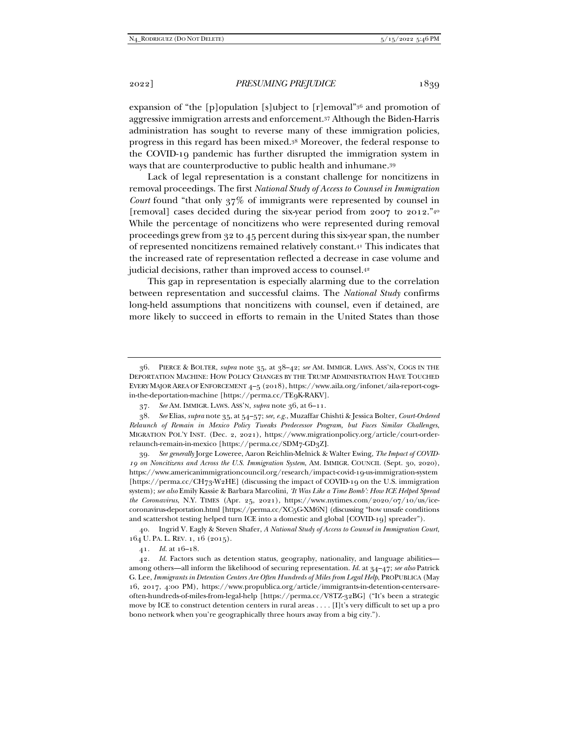expansion of "the [p]opulation [s]ubject to [r]emoval"[36] and promotion of aggressive immigration arrests and enforcement.[37] Although the Biden-Harris administration has sought to reverse many of these immigration policies, progress in this regard has been mixed.[38] Moreover, the federal response to the COVID-19 pandemic has further disrupted the immigration system in ways that are counterproductive to public health and inhumane.[39]

Lack of legal representation is a constant challenge for noncitizens in removal proceedings. The first *National Study of Access to Counsel in Immigration Court* found "that only 37% of immigrants were represented by counsel in [removal] cases decided during the six-year period from 2007 to 2012."[40] While the percentage of noncitizens who were represented during removal proceedings grew from 32 to 45 percent during this six-year span, the number of represented noncitizens remained relatively constant.[41] This indicates that the increased rate of representation reflected a decrease in case volume and judicial decisions, rather than improved access to counsel.[42]

This gap in representation is especially alarming due to the correlation between representation and successful claims. The *National Study* confirms long-held assumptions that noncitizens with counsel, even if detained, are more likely to succeed in efforts to remain in the United States than those

---

36. PIERCE & BOLTER, *supra* note 35, at 38–42; *see* AM. IMMIGR. LAWS. ASS'N, COGS IN THE DEPORTATION MACHINE: HOW POLICY CHANGES BY THE TRUMP ADMINISTRATION HAVE TOUCHED EVERY MAJOR AREA OF ENFORCEMENT 4–5 (2018), https://www.aila.org/infonet/aila-report-cogs-in-the-deportation-machine [https://perma.cc/TE9K-RAKV].

37. *See* AM. IMMIGR. LAWS. ASS'N, *supra* note 36, at 6–11.

38. *See* Elias, *supra* note 35, at 54–57; *see, e.g.*, Muzaffar Chishti & Jessica Bolter, *Court-Ordered Relaunch of Remain in Mexico Policy Tweaks Predecessor Program, but Faces Similar Challenges*, MIGRATION POL'Y INST. (Dec. 2, 2021), https://www.migrationpolicy.org/article/court-order-relaunch-remain-in-mexico [https://perma.cc/SDM7-GD3Z].

39. *See generally* Jorge Loweree, Aaron Reichlin-Melnick & Walter Ewing, *The Impact of COVID-19 on Noncitizens and Across the U.S. Immigration System*, AM. IMMIGR. COUNCIL (Sept. 30, 2020), https://www.americanimmigrationcouncil.org/research/impact-covid-19-us-immigration-system [https://perma.cc/CH73-W2HE] (discussing the impact of COVID-19 on the U.S. immigration system); *see also* Emily Kassie & Barbara Marcolini, *'It Was Like a Time Bomb': How ICE Helped Spread the Coronavirus*, N.Y. TIMES (Apr. 25, 2021), https://www.nytimes.com/2020/07/10/us/ice-coronavirus-deportation.html [https://perma.cc/XC5G-XM6N] (discussing "how unsafe conditions and scattershot testing helped turn ICE into a domestic and global [COVID-19] spreader").

40. Ingrid V. Eagly & Steven Shafer, *A National Study of Access to Counsel in Immigration Court*, 164 U. PA. L. REV. 1, 16 (2015).

41. *Id.* at 16–18.

42. *Id.* Factors such as detention status, geography, nationality, and language abilities—among others—all inform the likelihood of securing representation. *Id.* at 34–47; *see also* Patrick G. Lee, *Immigrants in Detention Centers Are Often Hundreds of Miles from Legal Help*, PROPUBLICA (May 16, 2017, 4:00 PM), https://www.propublica.org/article/immigrants-in-detention-centers-are-often-hundreds-of-miles-from-legal-help [https://perma.cc/V8TZ-32BG] ("It's been a strategic move by ICE to construct detention centers in rural areas . . . . [I]t's very difficult to set up a pro bono network when you're geographically three hours away from a big city.").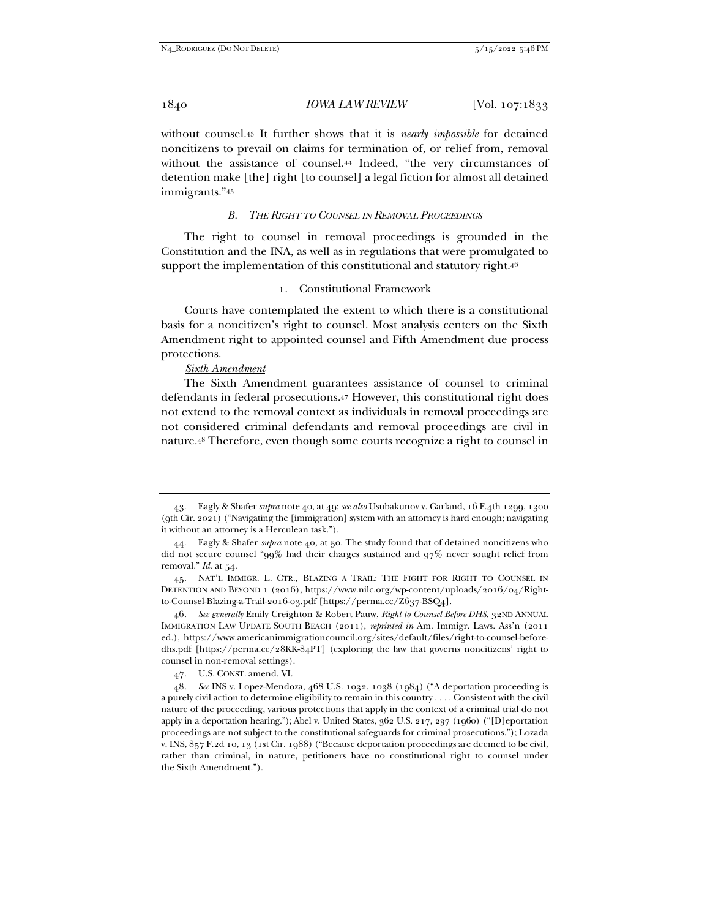without counsel.[43] It further shows that it is *nearly impossible* for detained noncitizens to prevail on claims for termination of, or relief from, removal without the assistance of counsel.[44] Indeed, "the very circumstances of detention make [the] right [to counsel] a legal fiction for almost all detained immigrants."[45]

### *B. The Right to Counsel in Removal Proceedings*

The right to counsel in removal proceedings is grounded in the Constitution and the INA, as well as in regulations that were promulgated to support the implementation of this constitutional and statutory right.[46]

#### 1. Constitutional Framework

Courts have contemplated the extent to which there is a constitutional basis for a noncitizen's right to counsel. Most analysis centers on the Sixth Amendment right to appointed counsel and Fifth Amendment due process protections.

*Sixth Amendment*

The Sixth Amendment guarantees assistance of counsel to criminal defendants in federal prosecutions.[47] However, this constitutional right does not extend to the removal context as individuals in removal proceedings are not considered criminal defendants and removal proceedings are civil in nature.[48] Therefore, even though some courts recognize a right to counsel in

---

43. Eagly & Shafer *supra* note 40, at 49; *see also* Usubakunov v. Garland, 16 F.4th 1299, 1300 (9th Cir. 2021) ("Navigating the [immigration] system with an attorney is hard enough; navigating it without an attorney is a Herculean task.").

44. Eagly & Shafer *supra* note 40, at 50. The study found that of detained noncitizens who did not secure counsel "99% had their charges sustained and 97% never sought relief from removal." *Id.* at 54.

45. NAT'L IMMIGR. L. CTR., BLAZING A TRAIL: THE FIGHT FOR RIGHT TO COUNSEL IN DETENTION AND BEYOND 1 (2016), https://www.nilc.org/wp-content/uploads/2016/04/Right-to-Counsel-Blazing-a-Trail-2016-03.pdf [https://perma.cc/Z637-BSQ4].

46. *See generally* Emily Creighton & Robert Pauw, *Right to Counsel Before DHS*, 32ND ANNUAL IMMIGRATION LAW UPDATE SOUTH BEACH (2011), *reprinted in* Am. Immigr. Laws. Ass'n (2011 ed.), https://www.americanimmigrationcouncil.org/sites/default/files/right-to-counsel-before-dhs.pdf [https://perma.cc/28KK-84PT] (exploring the law that governs noncitizens' right to counsel in non-removal settings).

47. U.S. CONST. amend. VI.

48. *See* INS v. Lopez-Mendoza, 468 U.S. 1032, 1038 (1984) ("A deportation proceeding is a purely civil action to determine eligibility to remain in this country . . . . Consistent with the civil nature of the proceeding, various protections that apply in the context of a criminal trial do not apply in a deportation hearing."); Abel v. United States, 362 U.S. 217, 237 (1960) ("[D]eportation proceedings are not subject to the constitutional safeguards for criminal prosecutions."); Lozada v. INS, 857 F.2d 10, 13 (1st Cir. 1988) ("Because deportation proceedings are deemed to be civil, rather than criminal, in nature, petitioners have no constitutional right to counsel under the Sixth Amendment.").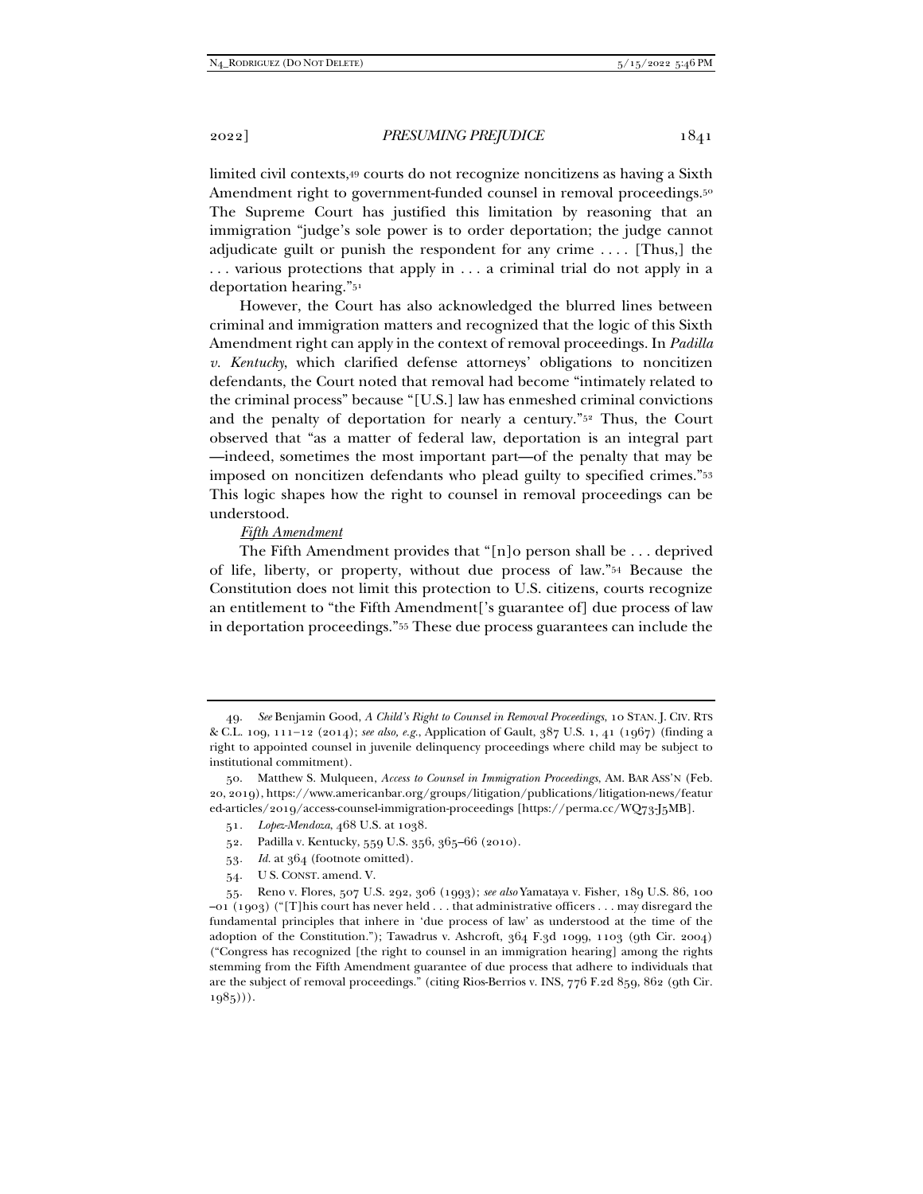limited civil contexts,[49] courts do not recognize noncitizens as having a Sixth Amendment right to government-funded counsel in removal proceedings.[50] The Supreme Court has justified this limitation by reasoning that an immigration "judge's sole power is to order deportation; the judge cannot adjudicate guilt or punish the respondent for any crime . . . . [Thus,] the . . . various protections that apply in . . . a criminal trial do not apply in a deportation hearing."[51]

However, the Court has also acknowledged the blurred lines between criminal and immigration matters and recognized that the logic of this Sixth Amendment right can apply in the context of removal proceedings. In *Padilla v. Kentucky*, which clarified defense attorneys' obligations to noncitizen defendants, the Court noted that removal had become "intimately related to the criminal process" because "[U.S.] law has enmeshed criminal convictions and the penalty of deportation for nearly a century."[52] Thus, the Court observed that "as a matter of federal law, deportation is an integral part—indeed, sometimes the most important part—of the penalty that may be imposed on noncitizen defendants who plead guilty to specified crimes."[53] This logic shapes how the right to counsel in removal proceedings can be understood.

*Fifth Amendment*

The Fifth Amendment provides that "[n]o person shall be . . . deprived of life, liberty, or property, without due process of law."[54] Because the Constitution does not limit this protection to U.S. citizens, courts recognize an entitlement to "the Fifth Amendment['s guarantee of] due process of law in deportation proceedings."[55] These due process guarantees can include the

---

49. *See* Benjamin Good, *A Child's Right to Counsel in Removal Proceedings*, 10 STAN. J. CIV. RTS & C.L. 109, 111–12 (2014); *see also, e.g.*, Application of Gault, 387 U.S. 1, 41 (1967) (finding a right to appointed counsel in juvenile delinquency proceedings where child may be subject to institutional commitment).

50. Matthew S. Mulqueen, *Access to Counsel in Immigration Proceedings*, AM. BAR ASS'N (Feb. 20, 2019), https://www.americanbar.org/groups/litigation/publications/litigation-news/featured-articles/2019/access-counsel-immigration-proceedings [https://perma.cc/WQ73-J5MB].

51. *Lopez-Mendoza*, 468 U.S. at 1038.

52. Padilla v. Kentucky, 559 U.S. 356, 365–66 (2010).

53. *Id.* at 364 (footnote omitted).

54. U S. CONST. amend. V.

55. Reno v. Flores, 507 U.S. 292, 306 (1993); *see also* Yamataya v. Fisher, 189 U.S. 86, 100–01 (1903) ("[T]his court has never held . . . that administrative officers . . . may disregard the fundamental principles that inhere in 'due process of law' as understood at the time of the adoption of the Constitution."); Tawadrus v. Ashcroft, 364 F.3d 1099, 1103 (9th Cir. 2004) ("Congress has recognized [the right to counsel in an immigration hearing] among the rights stemming from the Fifth Amendment guarantee of due process that adhere to individuals that are the subject of removal proceedings." (citing Rios-Berrios v. INS, 776 F.2d 859, 862 (9th Cir. 1985))).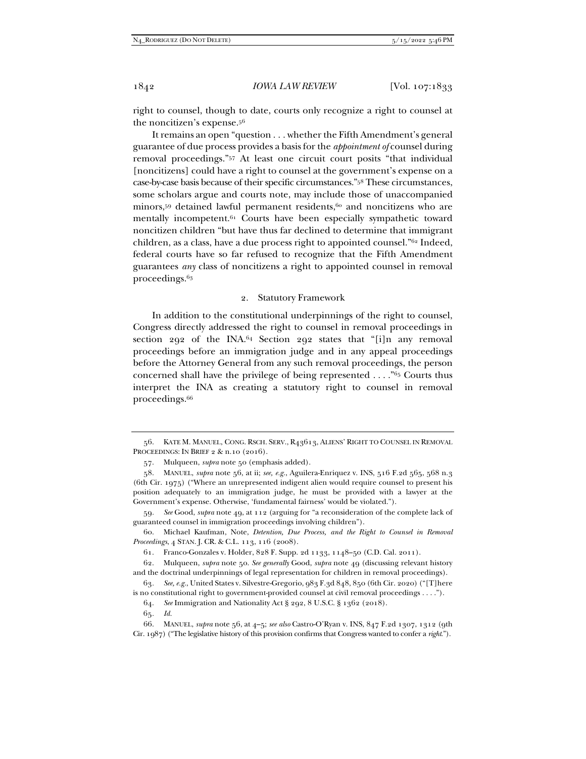right to counsel, though to date, courts only recognize a right to counsel at the noncitizen's expense.[56]

It remains an open "question . . . whether the Fifth Amendment's general guarantee of due process provides a basis for the *appointment of* counsel during removal proceedings."[57] At least one circuit court posits "that individual [noncitizens] could have a right to counsel at the government's expense on a case-by-case basis because of their specific circumstances."[58] These circumstances, some scholars argue and courts note, may include those of unaccompanied minors,[59] detained lawful permanent residents,[60] and noncitizens who are mentally incompetent.[61] Courts have been especially sympathetic toward noncitizen children "but have thus far declined to determine that immigrant children, as a class, have a due process right to appointed counsel."[62] Indeed, federal courts have so far refused to recognize that the Fifth Amendment guarantees *any* class of noncitizens a right to appointed counsel in removal proceedings.[63]

### 2. Statutory Framework

In addition to the constitutional underpinnings of the right to counsel, Congress directly addressed the right to counsel in removal proceedings in section 292 of the INA.[64] Section 292 states that "[i]n any removal proceedings before an immigration judge and in any appeal proceedings before the Attorney General from any such removal proceedings, the person concerned shall have the privilege of being represented . . . ."[65] Courts thus interpret the INA as creating a statutory right to counsel in removal proceedings.[66]

---

56. KATE M. MANUEL, CONG. RSCH. SERV., R43613, ALIENS' RIGHT TO COUNSEL IN REMOVAL PROCEEDINGS: IN BRIEF 2 & n.10 (2016).

57. Mulqueen, *supra* note 50 (emphasis added).

58. MANUEL, *supra* note 56, at ii; *see, e.g.*, Aguilera-Enriquez v. INS, 516 F.2d 565, 568 n.3 (6th Cir. 1975) ("Where an unrepresented indigent alien would require counsel to present his position adequately to an immigration judge, he must be provided with a lawyer at the Government's expense. Otherwise, 'fundamental fairness' would be violated.").

59. *See* Good, *supra* note 49, at 112 (arguing for "a reconsideration of the complete lack of guaranteed counsel in immigration proceedings involving children").

60. Michael Kaufman, Note, *Detention, Due Process, and the Right to Counsel in Removal Proceedings*, 4 STAN. J. CR. & C.L. 113, 116 (2008).

61. Franco-Gonzales v. Holder, 828 F. Supp. 2d 1133, 1148–50 (C.D. Cal. 2011).

62. Mulqueen, *supra* note 50. *See generally* Good, *supra* note 49 (discussing relevant history and the doctrinal underpinnings of legal representation for children in removal proceedings).

63. *See, e.g.*, United States v. Silvestre-Gregorio, 983 F.3d 848, 850 (6th Cir. 2020) ("[T]here is no constitutional right to government-provided counsel at civil removal proceedings . . . .").

64. *See* Immigration and Nationality Act § 292, 8 U.S.C. § 1362 (2018).

65. *Id.*

66. MANUEL, *supra* note 56, at 4–5; *see also* Castro-O'Ryan v. INS, 847 F.2d 1307, 1312 (9th Cir. 1987) ("The legislative history of this provision confirms that Congress wanted to confer a *right*.").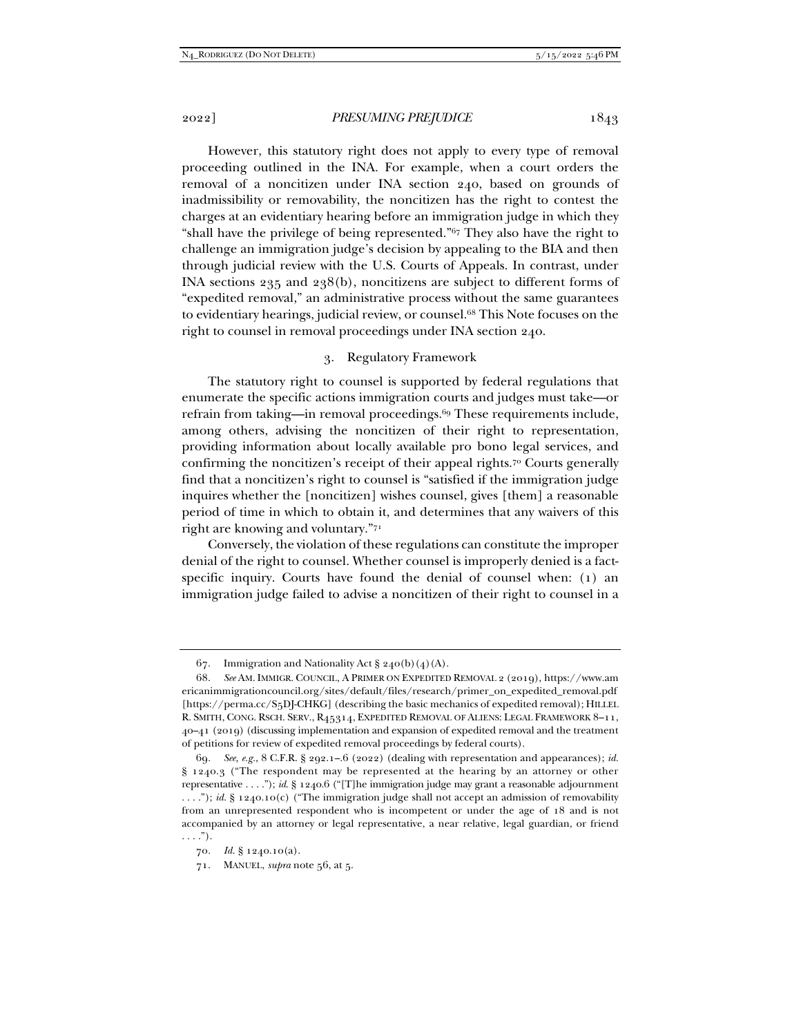However, this statutory right does not apply to every type of removal proceeding outlined in the INA. For example, when a court orders the removal of a noncitizen under INA section 240, based on grounds of inadmissibility or removability, the noncitizen has the right to contest the charges at an evidentiary hearing before an immigration judge in which they "shall have the privilege of being represented."[67] They also have the right to challenge an immigration judge's decision by appealing to the BIA and then through judicial review with the U.S. Courts of Appeals. In contrast, under INA sections 235 and 238(b), noncitizens are subject to different forms of "expedited removal," an administrative process without the same guarantees to evidentiary hearings, judicial review, or counsel.[68] This Note focuses on the right to counsel in removal proceedings under INA section 240.

### 3. Regulatory Framework

The statutory right to counsel is supported by federal regulations that enumerate the specific actions immigration courts and judges must take—or refrain from taking—in removal proceedings.[69] These requirements include, among others, advising the noncitizen of their right to representation, providing information about locally available pro bono legal services, and confirming the noncitizen's receipt of their appeal rights.[70] Courts generally find that a noncitizen's right to counsel is "satisfied if the immigration judge inquires whether the [noncitizen] wishes counsel, gives [them] a reasonable period of time in which to obtain it, and determines that any waivers of this right are knowing and voluntary."[71]

Conversely, the violation of these regulations can constitute the improper denial of the right to counsel. Whether counsel is improperly denied is a fact-specific inquiry. Courts have found the denial of counsel when: (1) an immigration judge failed to advise a noncitizen of their right to counsel in a

---

67. Immigration and Nationality Act § 240(b)(4)(A).

68. *See* AM. IMMIGR. COUNCIL, A PRIMER ON EXPEDITED REMOVAL 2 (2019), https://www.americanimmigrationcouncil.org/sites/default/files/research/primer_on_expedited_removal.pdf [https://perma.cc/S5DJ-CHKG] (describing the basic mechanics of expedited removal); HILLEL R. SMITH, CONG. RSCH. SERV., R45314, EXPEDITED REMOVAL OF ALIENS: LEGAL FRAMEWORK 8–11, 40–41 (2019) (discussing implementation and expansion of expedited removal and the treatment of petitions for review of expedited removal proceedings by federal courts).

69. *See, e.g.*, 8 C.F.R. § 292.1–.6 (2022) (dealing with representation and appearances); *id.* § 1240.3 ("The respondent may be represented at the hearing by an attorney or other representative . . . ."); *id.* § 1240.6 ("[T]he immigration judge may grant a reasonable adjournment . . . ."); *id.* § 1240.10(c) ("The immigration judge shall not accept an admission of removability from an unrepresented respondent who is incompetent or under the age of 18 and is not accompanied by an attorney or legal representative, a near relative, legal guardian, or friend . . . .").

70. *Id.* § 1240.10(a).

71. MANUEL, *supra* note 56, at 5.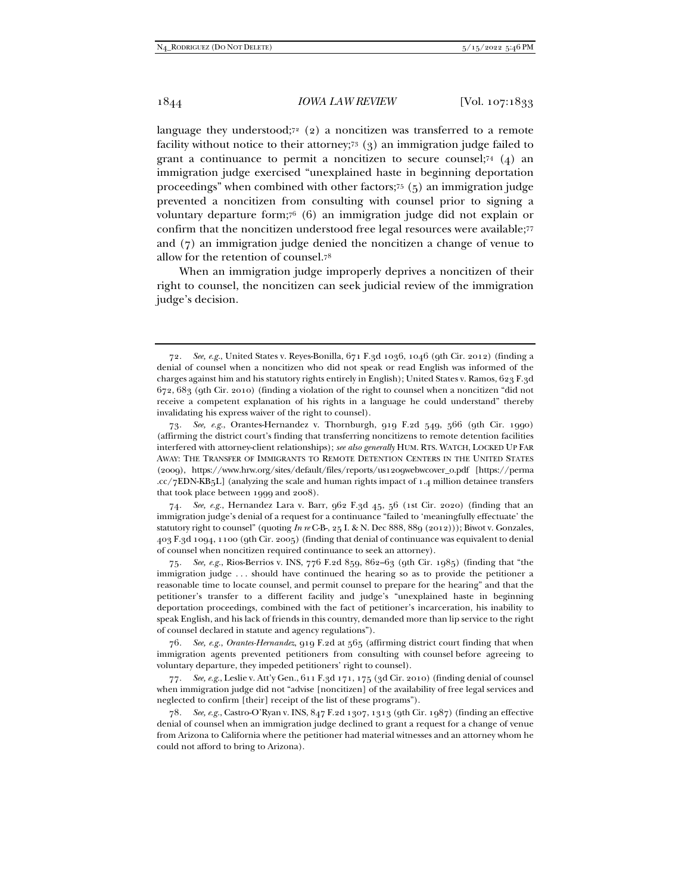language they understood;[72] (2) a noncitizen was transferred to a remote facility without notice to their attorney;[73] (3) an immigration judge failed to grant a continuance to permit a noncitizen to secure counsel;[74] (4) an immigration judge exercised "unexplained haste in beginning deportation proceedings" when combined with other factors;[75] (5) an immigration judge prevented a noncitizen from consulting with counsel prior to signing a voluntary departure form;[76] (6) an immigration judge did not explain or confirm that the noncitizen understood free legal resources were available;[77] and (7) an immigration judge denied the noncitizen a change of venue to allow for the retention of counsel.[78]

When an immigration judge improperly deprives a noncitizen of their right to counsel, the noncitizen can seek judicial review of the immigration judge's decision.

---

72. *See, e.g.*, United States v. Reyes-Bonilla, 671 F.3d 1036, 1046 (9th Cir. 2012) (finding a denial of counsel when a noncitizen who did not speak or read English was informed of the charges against him and his statutory rights entirely in English); United States v. Ramos, 623 F.3d 672, 683 (9th Cir. 2010) (finding a violation of the right to counsel when a noncitizen "did not receive a competent explanation of his rights in a language he could understand" thereby invalidating his express waiver of the right to counsel).

73. *See, e.g.*, Orantes-Hernandez v. Thornburgh, 919 F.2d 549, 566 (9th Cir. 1990) (affirming the district court's finding that transferring noncitizens to remote detention facilities interfered with attorney-client relationships); *see also generally* HUM. RTS. WATCH, LOCKED UP FAR AWAY: THE TRANSFER OF IMMIGRANTS TO REMOTE DETENTION CENTERS IN THE UNITED STATES (2009), https://www.hrw.org/sites/default/files/reports/us1209webwcover_0.pdf [https://perma.cc/7EDN-KB5L] (analyzing the scale and human rights impact of 1.4 million detainee transfers that took place between 1999 and 2008).

74. *See, e.g.*, Hernandez Lara v. Barr, 962 F.3d 45, 56 (1st Cir. 2020) (finding that an immigration judge's denial of a request for a continuance "failed to 'meaningfully effectuate' the statutory right to counsel" (quoting *In re* C-B-, 25 I. & N. Dec 888, 889 (2012))); Biwot v. Gonzales, 403 F.3d 1094, 1100 (9th Cir. 2005) (finding that denial of continuance was equivalent to denial of counsel when noncitizen required continuance to seek an attorney).

75. *See, e.g.*, Rios-Berrios v. INS, 776 F.2d 859, 862–63 (9th Cir. 1985) (finding that "the immigration judge . . . should have continued the hearing so as to provide the petitioner a reasonable time to locate counsel, and permit counsel to prepare for the hearing" and that the petitioner's transfer to a different facility and judge's "unexplained haste in beginning deportation proceedings, combined with the fact of petitioner's incarceration, his inability to speak English, and his lack of friends in this country, demanded more than lip service to the right of counsel declared in statute and agency regulations").

76. *See, e.g.*, *Orantes-Hernandez*, 919 F.2d at 565 (affirming district court finding that when immigration agents prevented petitioners from consulting with counsel before agreeing to voluntary departure, they impeded petitioners' right to counsel).

77. *See, e.g.*, Leslie v. Att'y Gen., 611 F.3d 171, 175 (3d Cir. 2010) (finding denial of counsel when immigration judge did not "advise [noncitizen] of the availability of free legal services and neglected to confirm [their] receipt of the list of these programs").

78. *See, e.g.*, Castro-O'Ryan v. INS, 847 F.2d 1307, 1313 (9th Cir. 1987) (finding an effective denial of counsel when an immigration judge declined to grant a request for a change of venue from Arizona to California where the petitioner had material witnesses and an attorney whom he could not afford to bring to Arizona).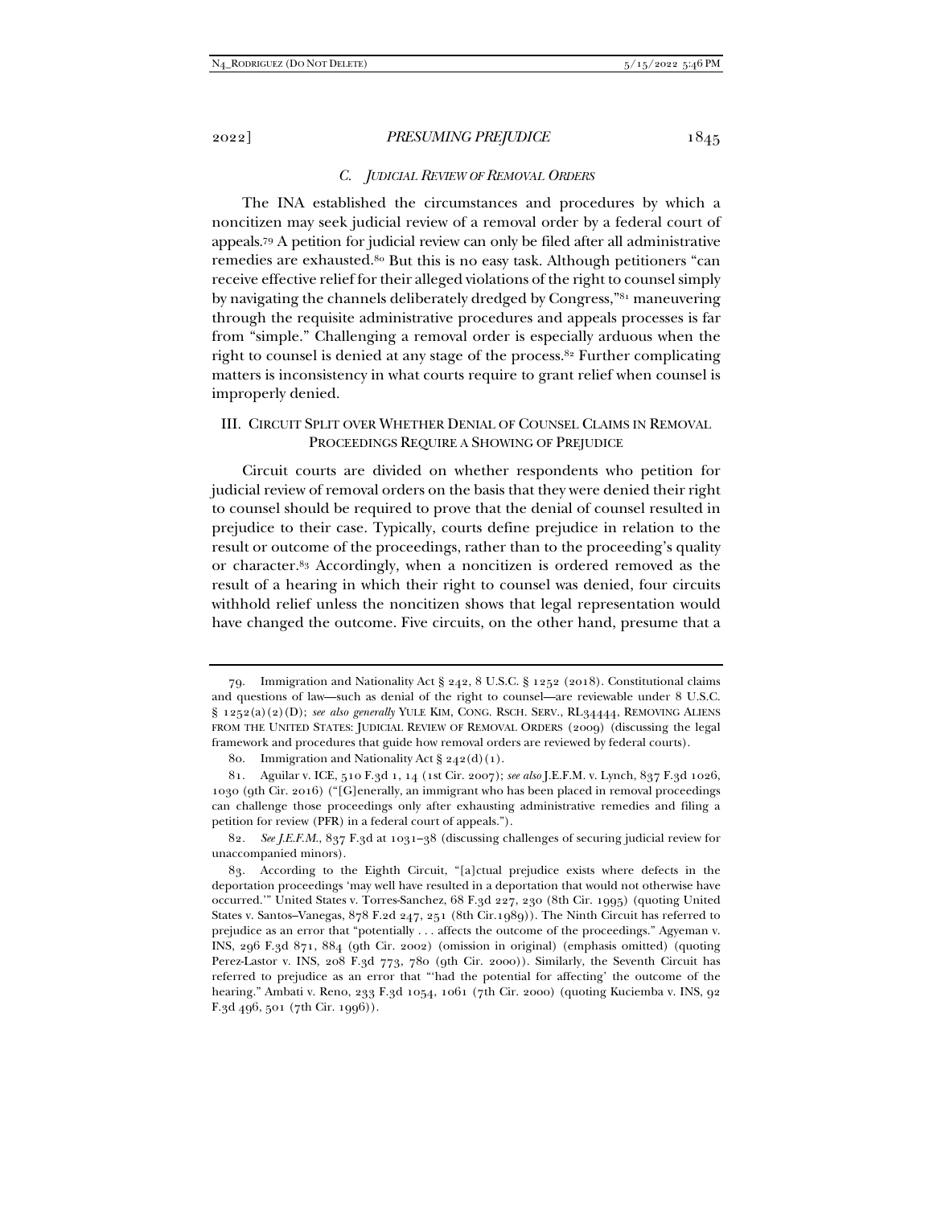### C. *Judicial Review of Removal Orders*

The INA established the circumstances and procedures by which a noncitizen may seek judicial review of a removal order by a federal court of appeals.[79] A petition for judicial review can only be filed after all administrative remedies are exhausted.[80] But this is no easy task. Although petitioners "can receive effective relief for their alleged violations of the right to counsel simply by navigating the channels deliberately dredged by Congress,"[81] maneuvering through the requisite administrative procedures and appeals processes is far from "simple." Challenging a removal order is especially arduous when the right to counsel is denied at any stage of the process.[82] Further complicating matters is inconsistency in what courts require to grant relief when counsel is improperly denied.

## III. Circuit Split over Whether Denial of Counsel Claims in Removal Proceedings Require a Showing of Prejudice

Circuit courts are divided on whether respondents who petition for judicial review of removal orders on the basis that they were denied their right to counsel should be required to prove that the denial of counsel resulted in prejudice to their case. Typically, courts define prejudice in relation to the result or outcome of the proceedings, rather than to the proceeding's quality or character.[83] Accordingly, when a noncitizen is ordered removed as the result of a hearing in which their right to counsel was denied, four circuits withhold relief unless the noncitizen shows that legal representation would have changed the outcome. Five circuits, on the other hand, presume that a

---

79. Immigration and Nationality Act § 242, 8 U.S.C. § 1252 (2018). Constitutional claims and questions of law—such as denial of the right to counsel—are reviewable under 8 U.S.C. § 1252(a)(2)(D); *see also generally* Yule Kim, Cong. Rsch. Serv., RL34444, Removing Aliens from the United States: Judicial Review of Removal Orders (2009) (discussing the legal framework and procedures that guide how removal orders are reviewed by federal courts).

80. Immigration and Nationality Act § 242(d)(1).

81. Aguilar v. ICE, 510 F.3d 1, 14 (1st Cir. 2007); *see also* J.E.F.M. v. Lynch, 837 F.3d 1026, 1030 (9th Cir. 2016) ("[G]enerally, an immigrant who has been placed in removal proceedings can challenge those proceedings only after exhausting administrative remedies and filing a petition for review (PFR) in a federal court of appeals.").

82. *See J.E.F.M.*, 837 F.3d at 1031–38 (discussing challenges of securing judicial review for unaccompanied minors).

83. According to the Eighth Circuit, "[a]ctual prejudice exists where defects in the deportation proceedings 'may well have resulted in a deportation that would not otherwise have occurred.'" United States v. Torres-Sanchez, 68 F.3d 227, 230 (8th Cir. 1995) (quoting United States v. Santos–Vanegas, 878 F.2d 247, 251 (8th Cir.1989)). The Ninth Circuit has referred to prejudice as an error that "potentially . . . affects the outcome of the proceedings." Agyeman v. INS, 296 F.3d 871, 884 (9th Cir. 2002) (omission in original) (emphasis omitted) (quoting Perez-Lastor v. INS, 208 F.3d 773, 780 (9th Cir. 2000)). Similarly, the Seventh Circuit has referred to prejudice as an error that "'had the potential for affecting' the outcome of the hearing." Ambati v. Reno, 233 F.3d 1054, 1061 (7th Cir. 2000) (quoting Kuciemba v. INS, 92 F.3d 496, 501 (7th Cir. 1996)).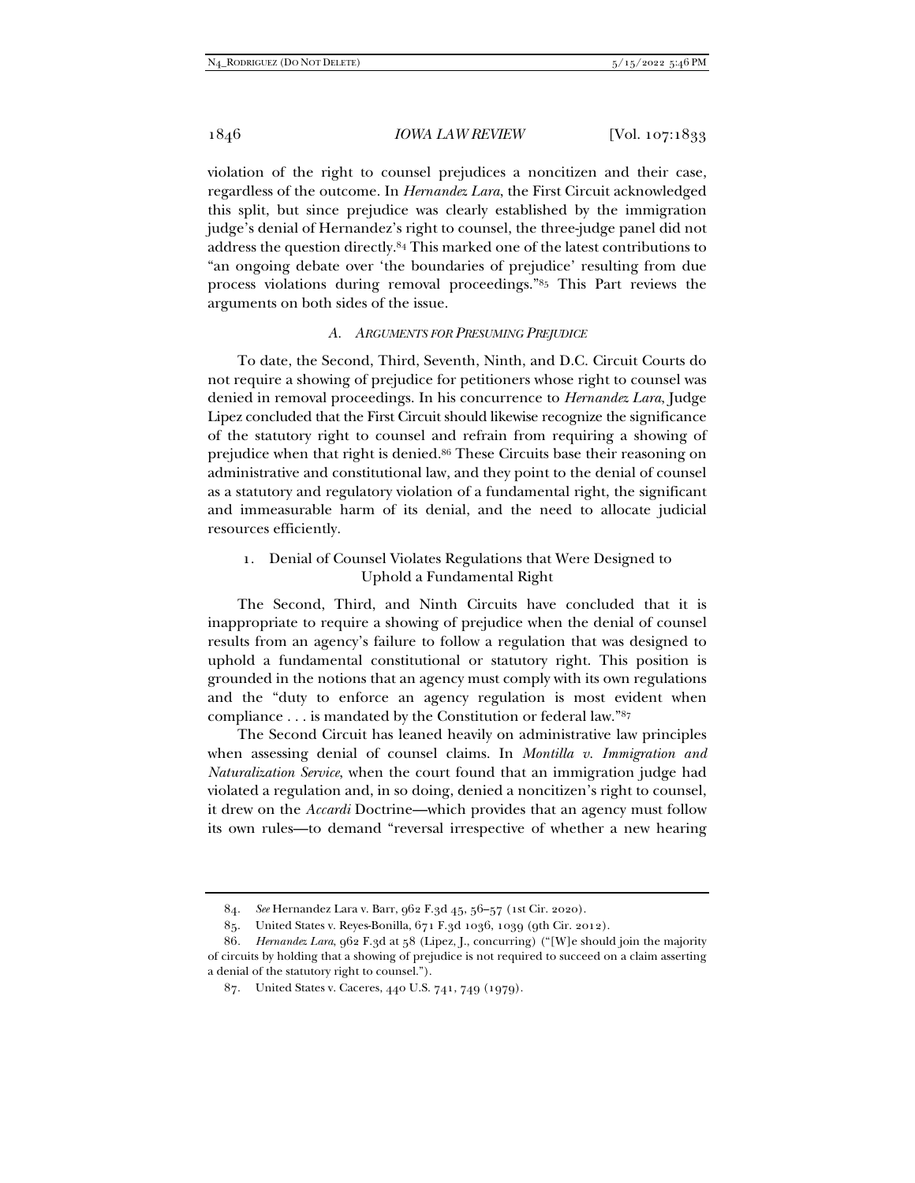violation of the right to counsel prejudices a noncitizen and their case, regardless of the outcome. In *Hernandez Lara*, the First Circuit acknowledged this split, but since prejudice was clearly established by the immigration judge's denial of Hernandez's right to counsel, the three-judge panel did not address the question directly.[84] This marked one of the latest contributions to "an ongoing debate over 'the boundaries of prejudice' resulting from due process violations during removal proceedings."[85] This Part reviews the arguments on both sides of the issue.

### *A. Arguments for Presuming Prejudice*

To date, the Second, Third, Seventh, Ninth, and D.C. Circuit Courts do not require a showing of prejudice for petitioners whose right to counsel was denied in removal proceedings. In his concurrence to *Hernandez Lara*, Judge Lipez concluded that the First Circuit should likewise recognize the significance of the statutory right to counsel and refrain from requiring a showing of prejudice when that right is denied.[86] These Circuits base their reasoning on administrative and constitutional law, and they point to the denial of counsel as a statutory and regulatory violation of a fundamental right, the significant and immeasurable harm of its denial, and the need to allocate judicial resources efficiently.

#### 1. Denial of Counsel Violates Regulations that Were Designed to Uphold a Fundamental Right

The Second, Third, and Ninth Circuits have concluded that it is inappropriate to require a showing of prejudice when the denial of counsel results from an agency's failure to follow a regulation that was designed to uphold a fundamental constitutional or statutory right. This position is grounded in the notions that an agency must comply with its own regulations and the "duty to enforce an agency regulation is most evident when compliance . . . is mandated by the Constitution or federal law."[87]

The Second Circuit has leaned heavily on administrative law principles when assessing denial of counsel claims. In *Montilla v. Immigration and Naturalization Service*, when the court found that an immigration judge had violated a regulation and, in so doing, denied a noncitizen's right to counsel, it drew on the *Accardi* Doctrine—which provides that an agency must follow its own rules—to demand "reversal irrespective of whether a new hearing

---

84. *See* Hernandez Lara v. Barr, 962 F.3d 45, 56–57 (1st Cir. 2020).

85. United States v. Reyes-Bonilla, 671 F.3d 1036, 1039 (9th Cir. 2012).

86. *Hernandez Lara*, 962 F.3d at 58 (Lipez, J., concurring) ("[W]e should join the majority of circuits by holding that a showing of prejudice is not required to succeed on a claim asserting a denial of the statutory right to counsel.").

87. United States v. Caceres, 440 U.S. 741, 749 (1979).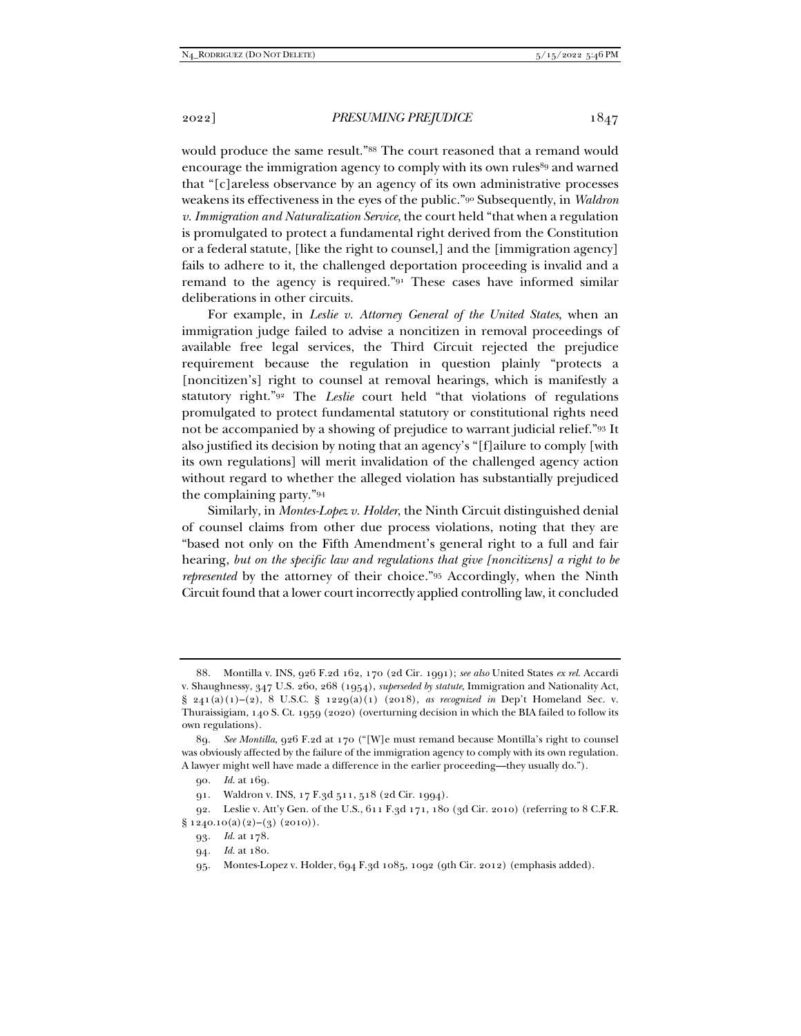would produce the same result."[88] The court reasoned that a remand would encourage the immigration agency to comply with its own rules[89] and warned that "[c]areless observance by an agency of its own administrative processes weakens its effectiveness in the eyes of the public."[90] Subsequently, in *Waldron v. Immigration and Naturalization Service*, the court held "that when a regulation is promulgated to protect a fundamental right derived from the Constitution or a federal statute, [like the right to counsel,] and the [immigration agency] fails to adhere to it, the challenged deportation proceeding is invalid and a remand to the agency is required."[91] These cases have informed similar deliberations in other circuits.

For example, in *Leslie v. Attorney General of the United States*, when an immigration judge failed to advise a noncitizen in removal proceedings of available free legal services, the Third Circuit rejected the prejudice requirement because the regulation in question plainly "protects a [noncitizen's] right to counsel at removal hearings, which is manifestly a statutory right."[92] The *Leslie* court held "that violations of regulations promulgated to protect fundamental statutory or constitutional rights need not be accompanied by a showing of prejudice to warrant judicial relief."[93] It also justified its decision by noting that an agency's "[f]ailure to comply [with its own regulations] will merit invalidation of the challenged agency action without regard to whether the alleged violation has substantially prejudiced the complaining party."[94]

Similarly, in *Montes-Lopez v. Holder*, the Ninth Circuit distinguished denial of counsel claims from other due process violations, noting that they are "based not only on the Fifth Amendment's general right to a full and fair hearing, *but on the specific law and regulations that give [noncitizens] a right to be represented* by the attorney of their choice."[95] Accordingly, when the Ninth Circuit found that a lower court incorrectly applied controlling law, it concluded

---

88. Montilla v. INS, 926 F.2d 162, 170 (2d Cir. 1991); *see also* United States *ex rel.* Accardi v. Shaughnessy, 347 U.S. 260, 268 (1954), *superseded by statute*, Immigration and Nationality Act, § 241(a)(1)–(2), 8 U.S.C. § 1229(a)(1) (2018), *as recognized in* Dep't Homeland Sec. v. Thuraissigiam, 140 S. Ct. 1959 (2020) (overturning decision in which the BIA failed to follow its own regulations).

89. *See Montilla*, 926 F.2d at 170 ("[W]e must remand because Montilla's right to counsel was obviously affected by the failure of the immigration agency to comply with its own regulation. A lawyer might well have made a difference in the earlier proceeding—they usually do.").

90. *Id.* at 169.

91. Waldron v. INS, 17 F.3d 511, 518 (2d Cir. 1994).

92. Leslie v. Att'y Gen. of the U.S., 611 F.3d 171, 180 (3d Cir. 2010) (referring to 8 C.F.R. § 1240.10(a)(2)–(3) (2010)).

93. *Id.* at 178.

94. *Id.* at 180.

95. Montes-Lopez v. Holder, 694 F.3d 1085, 1092 (9th Cir. 2012) (emphasis added).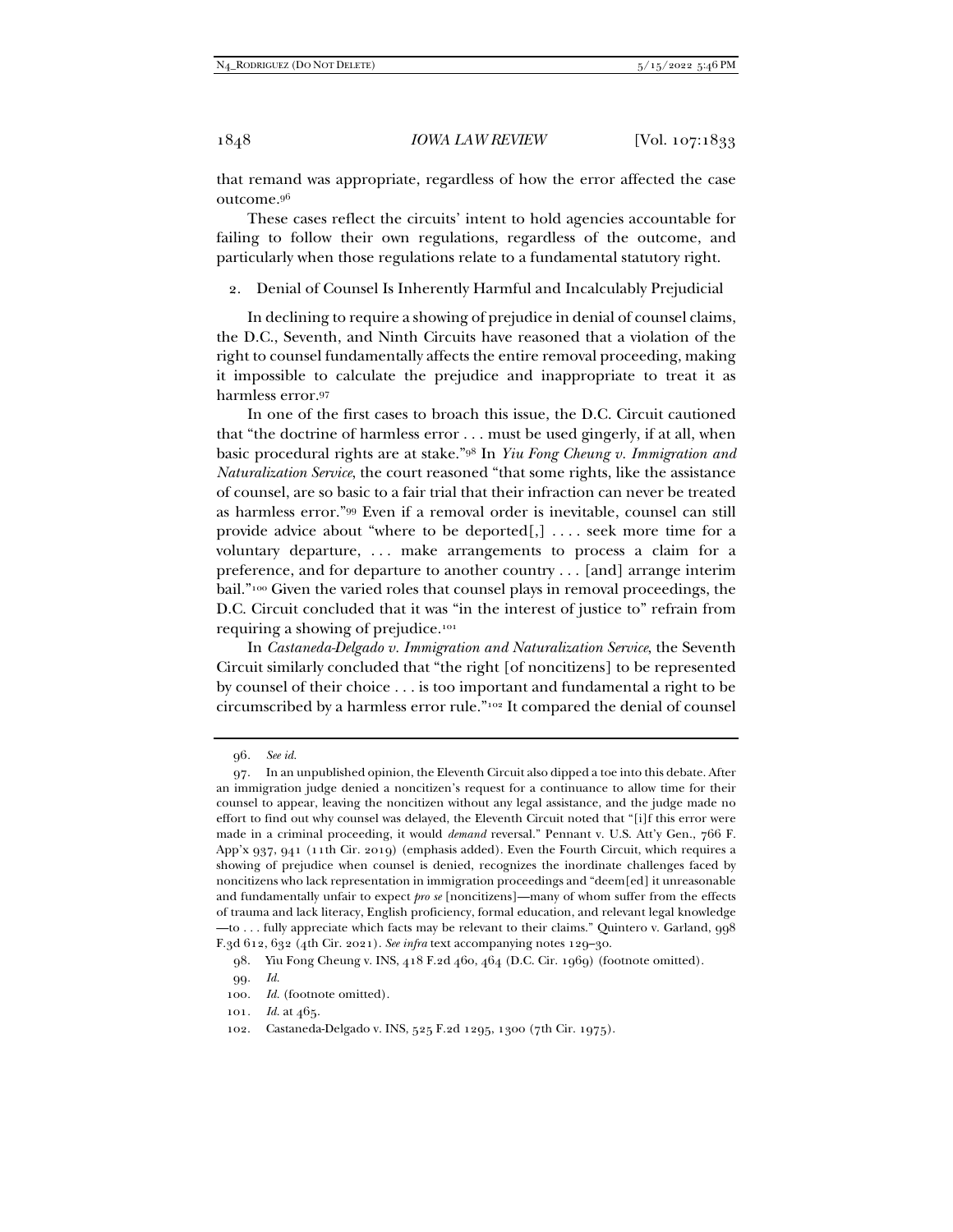that remand was appropriate, regardless of how the error affected the case outcome.[96]

These cases reflect the circuits' intent to hold agencies accountable for failing to follow their own regulations, regardless of the outcome, and particularly when those regulations relate to a fundamental statutory right.

### 2. Denial of Counsel Is Inherently Harmful and Incalculably Prejudicial

In declining to require a showing of prejudice in denial of counsel claims, the D.C., Seventh, and Ninth Circuits have reasoned that a violation of the right to counsel fundamentally affects the entire removal proceeding, making it impossible to calculate the prejudice and inappropriate to treat it as harmless error.[97]

In one of the first cases to broach this issue, the D.C. Circuit cautioned that "the doctrine of harmless error . . . must be used gingerly, if at all, when basic procedural rights are at stake."[98] In *Yiu Fong Cheung v. Immigration and Naturalization Service*, the court reasoned "that some rights, like the assistance of counsel, are so basic to a fair trial that their infraction can never be treated as harmless error."[99] Even if a removal order is inevitable, counsel can still provide advice about "where to be deported[,] . . . . seek more time for a voluntary departure, . . . make arrangements to process a claim for a preference, and for departure to another country . . . [and] arrange interim bail."[100] Given the varied roles that counsel plays in removal proceedings, the D.C. Circuit concluded that it was "in the interest of justice to" refrain from requiring a showing of prejudice.[101]

In *Castaneda-Delgado v. Immigration and Naturalization Service*, the Seventh Circuit similarly concluded that "the right [of noncitizens] to be represented by counsel of their choice . . . is too important and fundamental a right to be circumscribed by a harmless error rule."[102] It compared the denial of counsel

---

96. *See id.*

97. In an unpublished opinion, the Eleventh Circuit also dipped a toe into this debate. After an immigration judge denied a noncitizen's request for a continuance to allow time for their counsel to appear, leaving the noncitizen without any legal assistance, and the judge made no effort to find out why counsel was delayed, the Eleventh Circuit noted that "[i]f this error were made in a criminal proceeding, it would *demand* reversal." Pennant v. U.S. Att'y Gen., 766 F. App'x 937, 941 (11th Cir. 2019) (emphasis added). Even the Fourth Circuit, which requires a showing of prejudice when counsel is denied, recognizes the inordinate challenges faced by noncitizens who lack representation in immigration proceedings and "deem[ed] it unreasonable and fundamentally unfair to expect *pro se* [noncitizens]—many of whom suffer from the effects of trauma and lack literacy, English proficiency, formal education, and relevant legal knowledge—to . . . fully appreciate which facts may be relevant to their claims." Quintero v. Garland, 998 F.3d 612, 632 (4th Cir. 2021). *See infra* text accompanying notes 129–30.

98. Yiu Fong Cheung v. INS, 418 F.2d 460, 464 (D.C. Cir. 1969) (footnote omitted).

99. *Id.*

100. *Id.* (footnote omitted).

101. *Id.* at 465.

102. Castaneda-Delgado v. INS, 525 F.2d 1295, 1300 (7th Cir. 1975).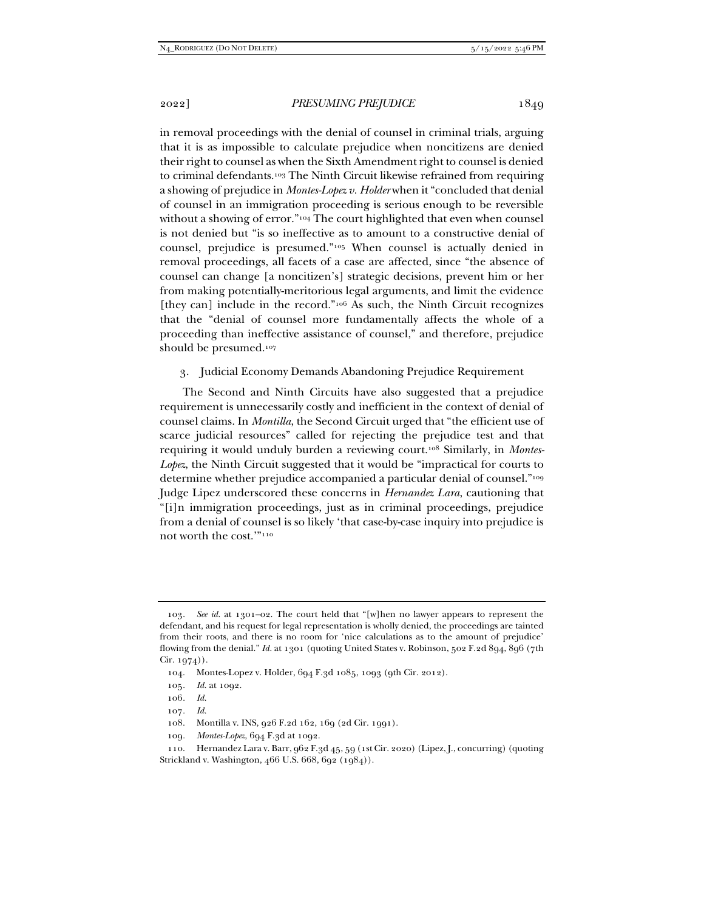in removal proceedings with the denial of counsel in criminal trials, arguing that it is as impossible to calculate prejudice when noncitizens are denied their right to counsel as when the Sixth Amendment right to counsel is denied to criminal defendants.[103] The Ninth Circuit likewise refrained from requiring a showing of prejudice in *Montes-Lopez v. Holder* when it "concluded that denial of counsel in an immigration proceeding is serious enough to be reversible without a showing of error."[104] The court highlighted that even when counsel is not denied but "is so ineffective as to amount to a constructive denial of counsel, prejudice is presumed."[105] When counsel is actually denied in removal proceedings, all facets of a case are affected, since "the absence of counsel can change [a noncitizen's] strategic decisions, prevent him or her from making potentially-meritorious legal arguments, and limit the evidence [they can] include in the record."[106] As such, the Ninth Circuit recognizes that the "denial of counsel more fundamentally affects the whole of a proceeding than ineffective assistance of counsel," and therefore, prejudice should be presumed.[107]

### 3. Judicial Economy Demands Abandoning Prejudice Requirement

The Second and Ninth Circuits have also suggested that a prejudice requirement is unnecessarily costly and inefficient in the context of denial of counsel claims. In *Montilla*, the Second Circuit urged that "the efficient use of scarce judicial resources" called for rejecting the prejudice test and that requiring it would unduly burden a reviewing court.[108] Similarly, in *Montes-Lopez*, the Ninth Circuit suggested that it would be "impractical for courts to determine whether prejudice accompanied a particular denial of counsel."[109] Judge Lipez underscored these concerns in *Hernandez Lara*, cautioning that "[i]n immigration proceedings, just as in criminal proceedings, prejudice from a denial of counsel is so likely 'that case-by-case inquiry into prejudice is not worth the cost.'"[110]

---

103. *See id.* at 1301–02. The court held that "[w]hen no lawyer appears to represent the defendant, and his request for legal representation is wholly denied, the proceedings are tainted from their roots, and there is no room for 'nice calculations as to the amount of prejudice' flowing from the denial." *Id.* at 1301 (quoting United States v. Robinson, 502 F.2d 894, 896 (7th Cir. 1974)).

104. Montes-Lopez v. Holder, 694 F.3d 1085, 1093 (9th Cir. 2012).

105. *Id.* at 1092.

106. *Id.*

107. *Id.*

108. Montilla v. INS, 926 F.2d 162, 169 (2d Cir. 1991).

109. *Montes-Lopez*, 694 F.3d at 1092.

110. Hernandez Lara v. Barr, 962 F.3d 45, 59 (1st Cir. 2020) (Lipez, J., concurring) (quoting Strickland v. Washington, 466 U.S. 668, 692 (1984)).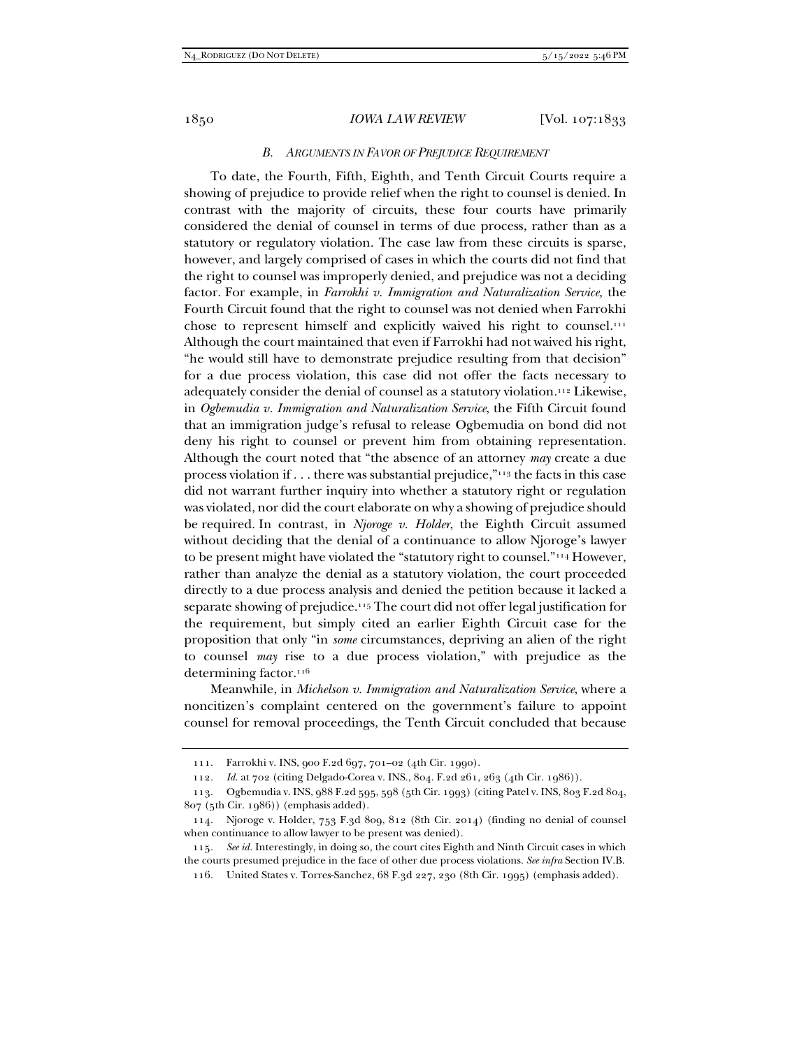### *B. Arguments in Favor of Prejudice Requirement*

To date, the Fourth, Fifth, Eighth, and Tenth Circuit Courts require a showing of prejudice to provide relief when the right to counsel is denied. In contrast with the majority of circuits, these four courts have primarily considered the denial of counsel in terms of due process, rather than as a statutory or regulatory violation. The case law from these circuits is sparse, however, and largely comprised of cases in which the courts did not find that the right to counsel was improperly denied, and prejudice was not a deciding factor. For example, in *Farrokhi v. Immigration and Naturalization Service,* the Fourth Circuit found that the right to counsel was not denied when Farrokhi chose to represent himself and explicitly waived his right to counsel.[111] Although the court maintained that even if Farrokhi had not waived his right, "he would still have to demonstrate prejudice resulting from that decision" for a due process violation, this case did not offer the facts necessary to adequately consider the denial of counsel as a statutory violation.[112] Likewise, in *Ogbemudia v. Immigration and Naturalization Service*, the Fifth Circuit found that an immigration judge's refusal to release Ogbemudia on bond did not deny his right to counsel or prevent him from obtaining representation. Although the court noted that "the absence of an attorney *may* create a due process violation if . . . there was substantial prejudice,"[113] the facts in this case did not warrant further inquiry into whether a statutory right or regulation was violated, nor did the court elaborate on why a showing of prejudice should be required. In contrast, in *Njoroge v. Holder*, the Eighth Circuit assumed without deciding that the denial of a continuance to allow Njoroge's lawyer to be present might have violated the "statutory right to counsel."[114] However, rather than analyze the denial as a statutory violation, the court proceeded directly to a due process analysis and denied the petition because it lacked a separate showing of prejudice.[115] The court did not offer legal justification for the requirement, but simply cited an earlier Eighth Circuit case for the proposition that only "in *some* circumstances, depriving an alien of the right to counsel *may* rise to a due process violation," with prejudice as the determining factor.[116]

Meanwhile, in *Michelson v. Immigration and Naturalization Service*, where a noncitizen's complaint centered on the government's failure to appoint counsel for removal proceedings, the Tenth Circuit concluded that because

---

111. Farrokhi v. INS, 900 F.2d 697, 701–02 (4th Cir. 1990).

112. *Id.* at 702 (citing Delgado-Corea v. INS., 804. F.2d 261, 263 (4th Cir. 1986)).

113. Ogbemudia v. INS, 988 F.2d 595, 598 (5th Cir. 1993) (citing Patel v. INS, 803 F.2d 804, 807 (5th Cir. 1986)) (emphasis added).

114. Njoroge v. Holder, 753 F.3d 809, 812 (8th Cir. 2014) (finding no denial of counsel when continuance to allow lawyer to be present was denied).

115. *See id.* Interestingly, in doing so, the court cites Eighth and Ninth Circuit cases in which the courts presumed prejudice in the face of other due process violations. *See infra* Section IV.B.

116. United States v. Torres-Sanchez, 68 F.3d 227, 230 (8th Cir. 1995) (emphasis added).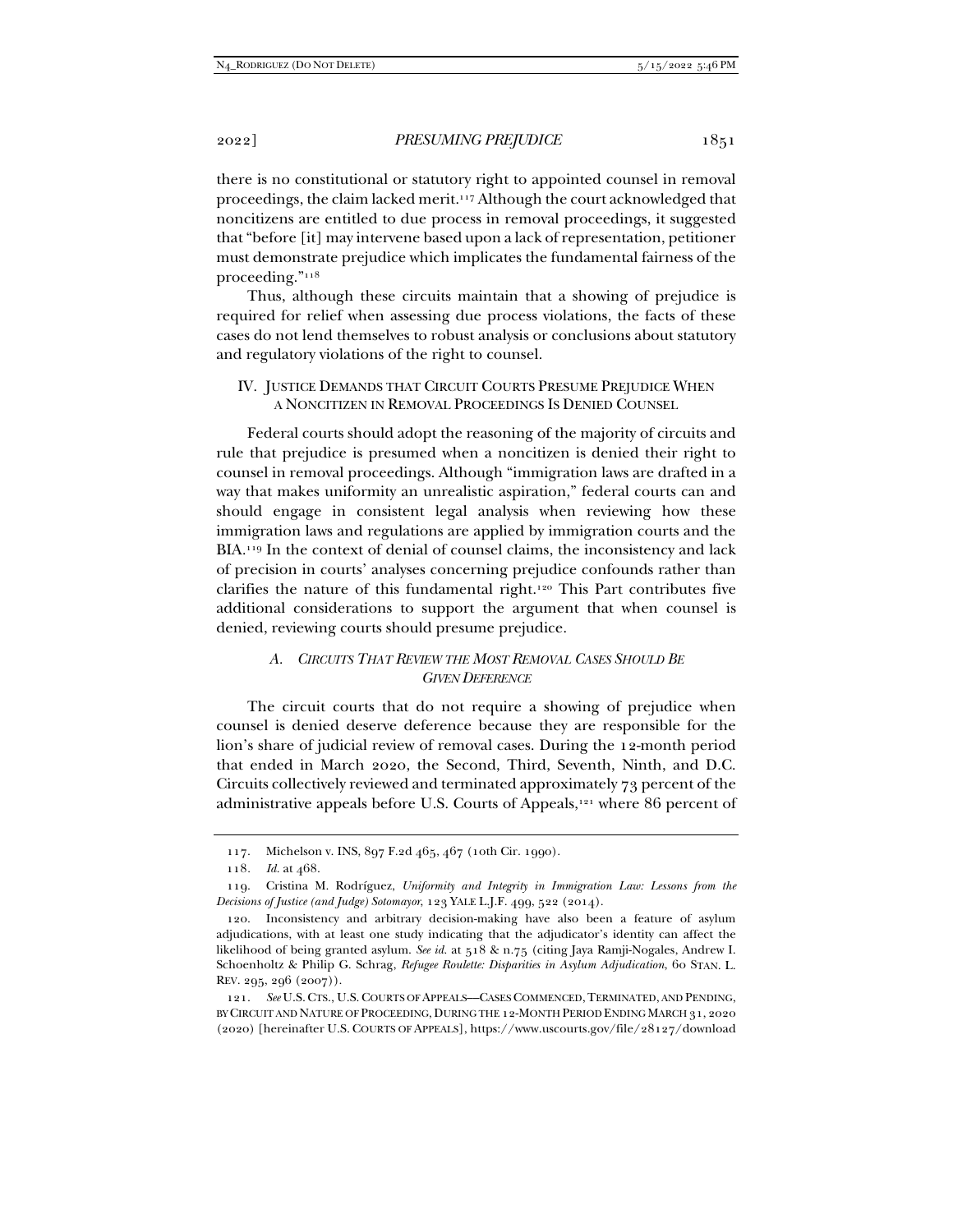there is no constitutional or statutory right to appointed counsel in removal proceedings, the claim lacked merit.[117] Although the court acknowledged that noncitizens are entitled to due process in removal proceedings, it suggested that "before [it] may intervene based upon a lack of representation, petitioner must demonstrate prejudice which implicates the fundamental fairness of the proceeding."[118]

Thus, although these circuits maintain that a showing of prejudice is required for relief when assessing due process violations, the facts of these cases do not lend themselves to robust analysis or conclusions about statutory and regulatory violations of the right to counsel.

## IV. JUSTICE DEMANDS THAT CIRCUIT COURTS PRESUME PREJUDICE WHEN A NONCITIZEN IN REMOVAL PROCEEDINGS IS DENIED COUNSEL

Federal courts should adopt the reasoning of the majority of circuits and rule that prejudice is presumed when a noncitizen is denied their right to counsel in removal proceedings. Although "immigration laws are drafted in a way that makes uniformity an unrealistic aspiration," federal courts can and should engage in consistent legal analysis when reviewing how these immigration laws and regulations are applied by immigration courts and the BIA.[119] In the context of denial of counsel claims, the inconsistency and lack of precision in courts' analyses concerning prejudice confounds rather than clarifies the nature of this fundamental right.[120] This Part contributes five additional considerations to support the argument that when counsel is denied, reviewing courts should presume prejudice.

### A. *CIRCUITS THAT REVIEW THE MOST REMOVAL CASES SHOULD BE GIVEN DEFERENCE*

The circuit courts that do not require a showing of prejudice when counsel is denied deserve deference because they are responsible for the lion's share of judicial review of removal cases. During the 12-month period that ended in March 2020, the Second, Third, Seventh, Ninth, and D.C. Circuits collectively reviewed and terminated approximately 73 percent of the administrative appeals before U.S. Courts of Appeals,[121] where 86 percent of

---

117. Michelson v. INS, 897 F.2d 465, 467 (10th Cir. 1990).

118. *Id.* at 468.

119. Cristina M. Rodríguez, *Uniformity and Integrity in Immigration Law: Lessons from the Decisions of Justice (and Judge) Sotomayor*, 123 YALE L.J.F. 499, 522 (2014).

120. Inconsistency and arbitrary decision-making have also been a feature of asylum adjudications, with at least one study indicating that the adjudicator's identity can affect the likelihood of being granted asylum. *See id.* at 518 & n.75 (citing Jaya Ramji-Nogales, Andrew I. Schoenholtz & Philip G. Schrag, *Refugee Roulette: Disparities in Asylum Adjudication*, 60 STAN. L. REV. 295, 296 (2007)).

121. *See* U.S. CTS., U.S. COURTS OF APPEALS—CASES COMMENCED, TERMINATED, AND PENDING, BY CIRCUIT AND NATURE OF PROCEEDING, DURING THE 12-MONTH PERIOD ENDING MARCH 31, 2020 (2020) [hereinafter U.S. COURTS OF APPEALS], https://www.uscourts.gov/file/28127/download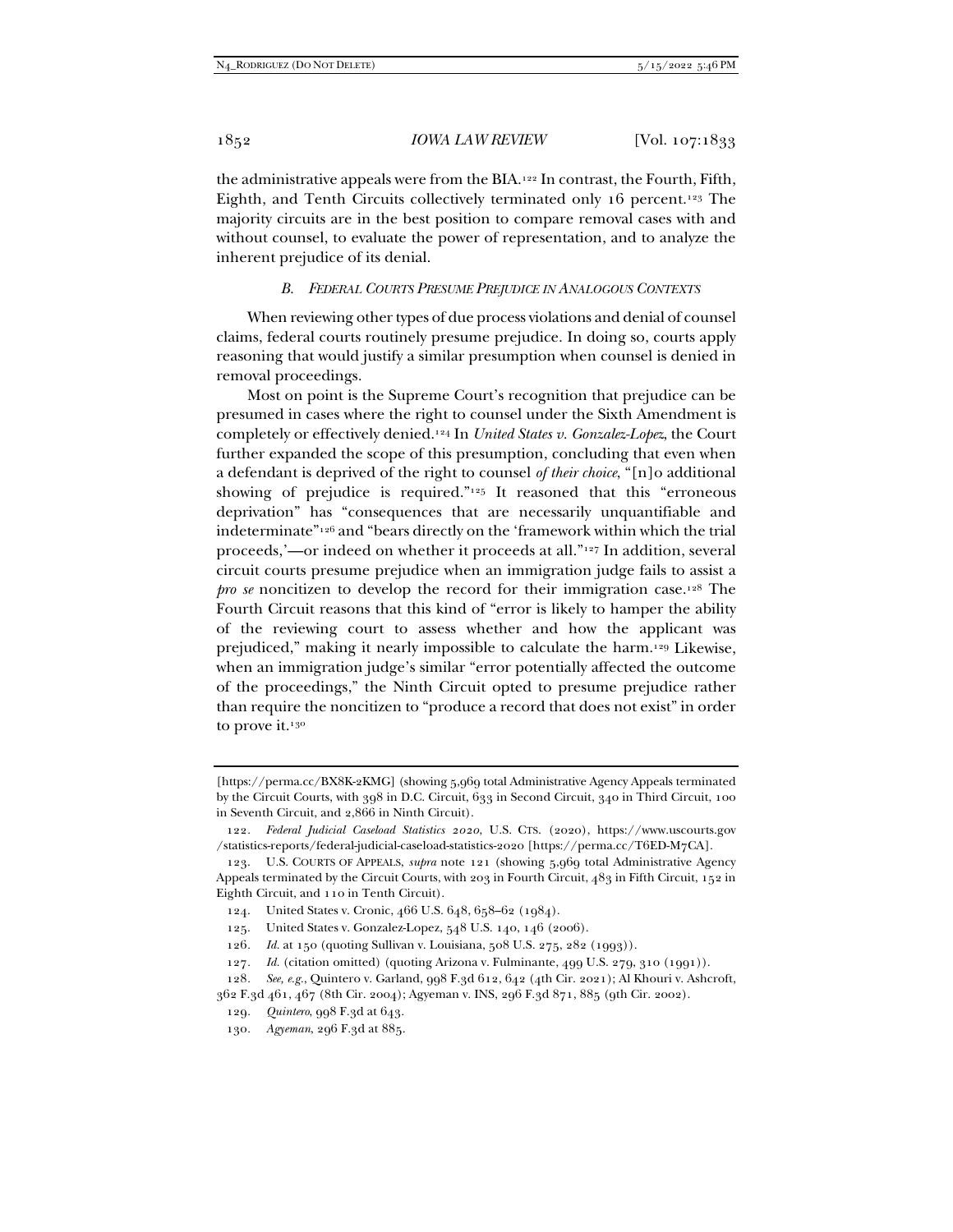the administrative appeals were from the BIA.[122] In contrast, the Fourth, Fifth, Eighth, and Tenth Circuits collectively terminated only 16 percent.[123] The majority circuits are in the best position to compare removal cases with and without counsel, to evaluate the power of representation, and to analyze the inherent prejudice of its denial.

### *B. Federal Courts Presume Prejudice in Analogous Contexts*

When reviewing other types of due process violations and denial of counsel claims, federal courts routinely presume prejudice. In doing so, courts apply reasoning that would justify a similar presumption when counsel is denied in removal proceedings.

Most on point is the Supreme Court's recognition that prejudice can be presumed in cases where the right to counsel under the Sixth Amendment is completely or effectively denied.[124] In *United States v. Gonzalez-Lopez*, the Court further expanded the scope of this presumption, concluding that even when a defendant is deprived of the right to counsel *of their choice*, "[n]o additional showing of prejudice is required."[125] It reasoned that this "erroneous deprivation" has "consequences that are necessarily unquantifiable and indeterminate"[126] and "bears directly on the 'framework within which the trial proceeds,'—or indeed on whether it proceeds at all."[127] In addition, several circuit courts presume prejudice when an immigration judge fails to assist a *pro se* noncitizen to develop the record for their immigration case.[128] The Fourth Circuit reasons that this kind of "error is likely to hamper the ability of the reviewing court to assess whether and how the applicant was prejudiced," making it nearly impossible to calculate the harm.[129] Likewise, when an immigration judge's similar "error potentially affected the outcome of the proceedings," the Ninth Circuit opted to presume prejudice rather than require the noncitizen to "produce a record that does not exist" in order to prove it.[130]

---

[https://perma.cc/BX8K-2KMG] (showing 5,969 total Administrative Agency Appeals terminated by the Circuit Courts, with 398 in D.C. Circuit, 633 in Second Circuit, 340 in Third Circuit, 100 in Seventh Circuit, and 2,866 in Ninth Circuit).

122. *Federal Judicial Caseload Statistics 2020*, U.S. CTS. (2020), https://www.uscourts.gov/statistics-reports/federal-judicial-caseload-statistics-2020 [https://perma.cc/T6ED-M7CA].

123. U.S. COURTS OF APPEALS, *supra* note 121 (showing 5,969 total Administrative Agency Appeals terminated by the Circuit Courts, with 203 in Fourth Circuit, 483 in Fifth Circuit, 152 in Eighth Circuit, and 110 in Tenth Circuit).

124. United States v. Cronic, 466 U.S. 648, 658–62 (1984).

125. United States v. Gonzalez-Lopez, 548 U.S. 140, 146 (2006).

126. *Id.* at 150 (quoting Sullivan v. Louisiana, 508 U.S. 275, 282 (1993)).

127. *Id.* (citation omitted) (quoting Arizona v. Fulminante, 499 U.S. 279, 310 (1991)).

128. *See, e.g.*, Quintero v. Garland, 998 F.3d 612, 642 (4th Cir. 2021); Al Khouri v. Ashcroft, 362 F.3d 461, 467 (8th Cir. 2004); Agyeman v. INS, 296 F.3d 871, 885 (9th Cir. 2002).

129. *Quintero*, 998 F.3d at 643.

130. *Agyeman*, 296 F.3d at 885.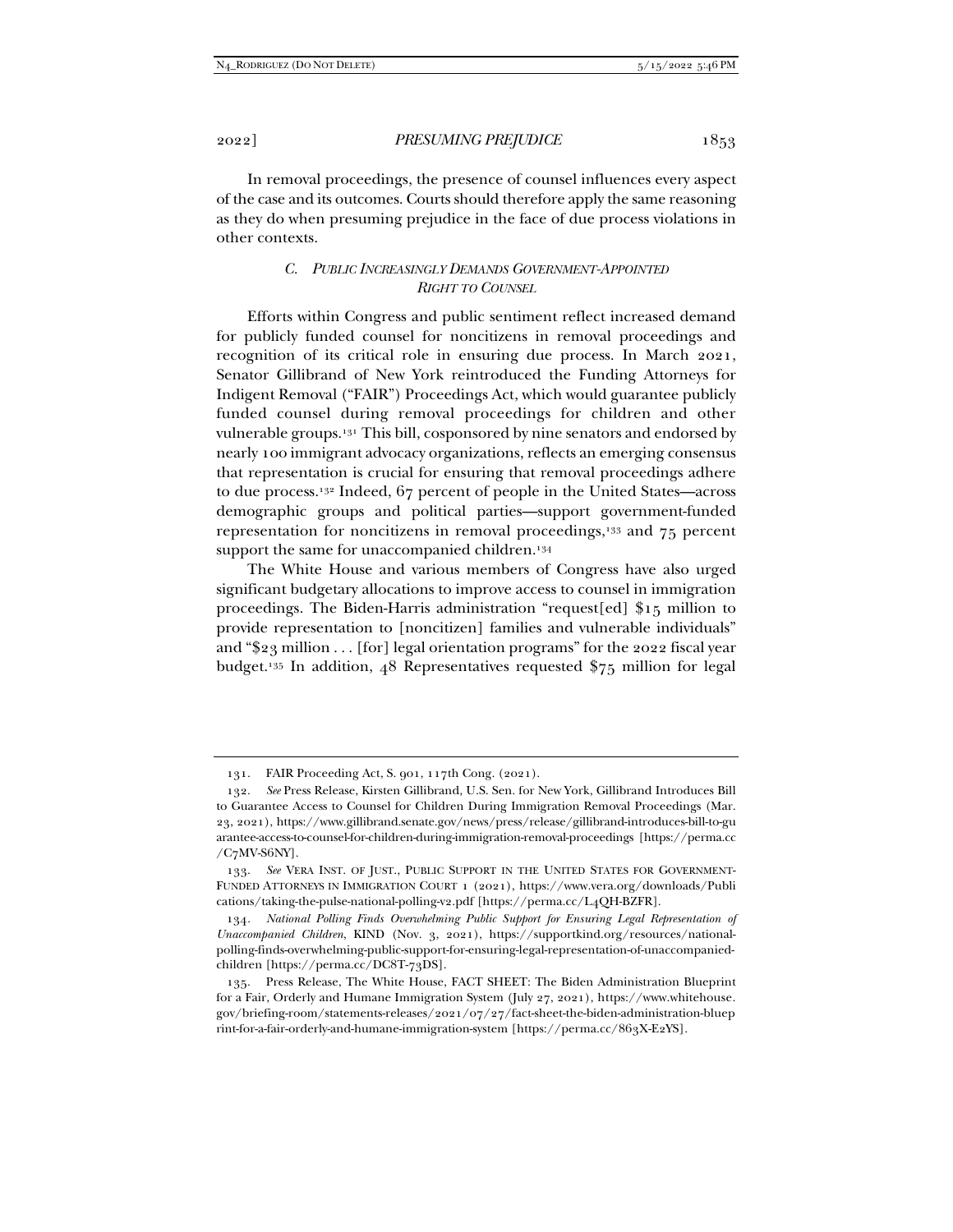In removal proceedings, the presence of counsel influences every aspect of the case and its outcomes. Courts should therefore apply the same reasoning as they do when presuming prejudice in the face of due process violations in other contexts.

### *C. Public Increasingly Demands Government-Appointed Right to Counsel*

Efforts within Congress and public sentiment reflect increased demand for publicly funded counsel for noncitizens in removal proceedings and recognition of its critical role in ensuring due process. In March 2021, Senator Gillibrand of New York reintroduced the Funding Attorneys for Indigent Removal ("FAIR") Proceedings Act, which would guarantee publicly funded counsel during removal proceedings for children and other vulnerable groups.[131] This bill, cosponsored by nine senators and endorsed by nearly 100 immigrant advocacy organizations, reflects an emerging consensus that representation is crucial for ensuring that removal proceedings adhere to due process.[132] Indeed, 67 percent of people in the United States—across demographic groups and political parties—support government-funded representation for noncitizens in removal proceedings,[133] and 75 percent support the same for unaccompanied children.[134]

The White House and various members of Congress have also urged significant budgetary allocations to improve access to counsel in immigration proceedings. The Biden-Harris administration "request[ed] $15 million to provide representation to [noncitizen] families and vulnerable individuals" and "$23 million . . . [for] legal orientation programs" for the 2022 fiscal year budget.[135] In addition, 48 Representatives requested $75 million for legal

---

131. FAIR Proceeding Act, S. 901, 117th Cong. (2021).

132. *See* Press Release, Kirsten Gillibrand, U.S. Sen. for New York, Gillibrand Introduces Bill to Guarantee Access to Counsel for Children During Immigration Removal Proceedings (Mar. 23, 2021), https://www.gillibrand.senate.gov/news/press/release/gillibrand-introduces-bill-to-guarantee-access-to-counsel-for-children-during-immigration-removal-proceedings [https://perma.cc/C7MV-S6NY].

133. *See* VERA INST. OF JUST., PUBLIC SUPPORT IN THE UNITED STATES FOR GOVERNMENT-FUNDED ATTORNEYS IN IMMIGRATION COURT 1 (2021), https://www.vera.org/downloads/Publications/taking-the-pulse-national-polling-v2.pdf [https://perma.cc/L4QH-BZFR].

134. *National Polling Finds Overwhelming Public Support for Ensuring Legal Representation of Unaccompanied Children*, KIND (Nov. 3, 2021), https://supportkind.org/resources/national-polling-finds-overwhelming-public-support-for-ensuring-legal-representation-of-unaccompanied-children [https://perma.cc/DC8T-73DS].

135. Press Release, The White House, FACT SHEET: The Biden Administration Blueprint for a Fair, Orderly and Humane Immigration System (July 27, 2021), https://www.whitehouse.gov/briefing-room/statements-releases/2021/07/27/fact-sheet-the-biden-administration-blueprint-for-a-fair-orderly-and-humane-immigration-system [https://perma.cc/863X-E2YS].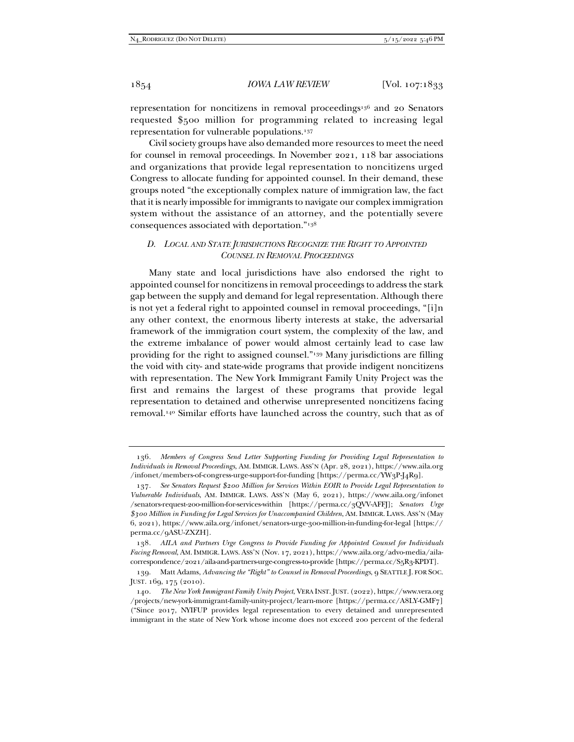representation for noncitizens in removal proceedings[136] and 20 Senators requested $500 million for programming related to increasing legal representation for vulnerable populations.[137]

Civil society groups have also demanded more resources to meet the need for counsel in removal proceedings. In November 2021, 118 bar associations and organizations that provide legal representation to noncitizens urged Congress to allocate funding for appointed counsel. In their demand, these groups noted "the exceptionally complex nature of immigration law, the fact that it is nearly impossible for immigrants to navigate our complex immigration system without the assistance of an attorney, and the potentially severe consequences associated with deportation."[138]

### *D. Local and State Jurisdictions Recognize the Right to Appointed Counsel in Removal Proceedings*

Many state and local jurisdictions have also endorsed the right to appointed counsel for noncitizens in removal proceedings to address the stark gap between the supply and demand for legal representation. Although there is not yet a federal right to appointed counsel in removal proceedings, "[i]n any other context, the enormous liberty interests at stake, the adversarial framework of the immigration court system, the complexity of the law, and the extreme imbalance of power would almost certainly lead to case law providing for the right to assigned counsel."[139] Many jurisdictions are filling the void with city- and state-wide programs that provide indigent noncitizens with representation. The New York Immigrant Family Unity Project was the first and remains the largest of these programs that provide legal representation to detained and otherwise unrepresented noncitizens facing removal.[140] Similar efforts have launched across the country, such that as of

---

136. *Members of Congress Send Letter Supporting Funding for Providing Legal Representation to Individuals in Removal Proceedings*, AM. IMMIGR. LAWS. ASS'N (Apr. 28, 2021), https://www.aila.org/infonet/members-of-congress-urge-support-for-funding [https://perma.cc/YW3P-J4R9].

137. *See Senators Request $200 Million for Services Within EOIR to Provide Legal Representation to Vulnerable Individuals*, AM. IMMIGR. LAWS. ASS'N (May 6, 2021), https://www.aila.org/infonet/senators-request-200-million-for-services-within [https://perma.cc/3QVV-AFFJ]; *Senators Urge $300 Million in Funding for Legal Services for Unaccompanied Children*, AM. IMMIGR. LAWS. ASS'N (May 6, 2021), https://www.aila.org/infonet/senators-urge-300-million-in-funding-for-legal [https://perma.cc/9ASU-ZXZH].

138. *AILA and Partners Urge Congress to Provide Funding for Appointed Counsel for Individuals Facing Removal*, AM. IMMIGR. LAWS. ASS'N (Nov. 17, 2021), https://www.aila.org/advo-media/aila-correspondence/2021/aila-and-partners-urge-congress-to-provide [https://perma.cc/S5R3-KPDT].

139. Matt Adams, *Advancing the "Right" to Counsel in Removal Proceedings*, 9 SEATTLE J. FOR SOC. JUST. 169, 175 (2010).

140. *The New York Immigrant Family Unity Project*, VERA INST. JUST. (2022), https://www.vera.org/projects/new-york-immigrant-family-unity-project/learn-more [https://perma.cc/A8LY-GMF7] ("Since 2017, NYIFUP provides legal representation to every detained and unrepresented immigrant in the state of New York whose income does not exceed 200 percent of the federal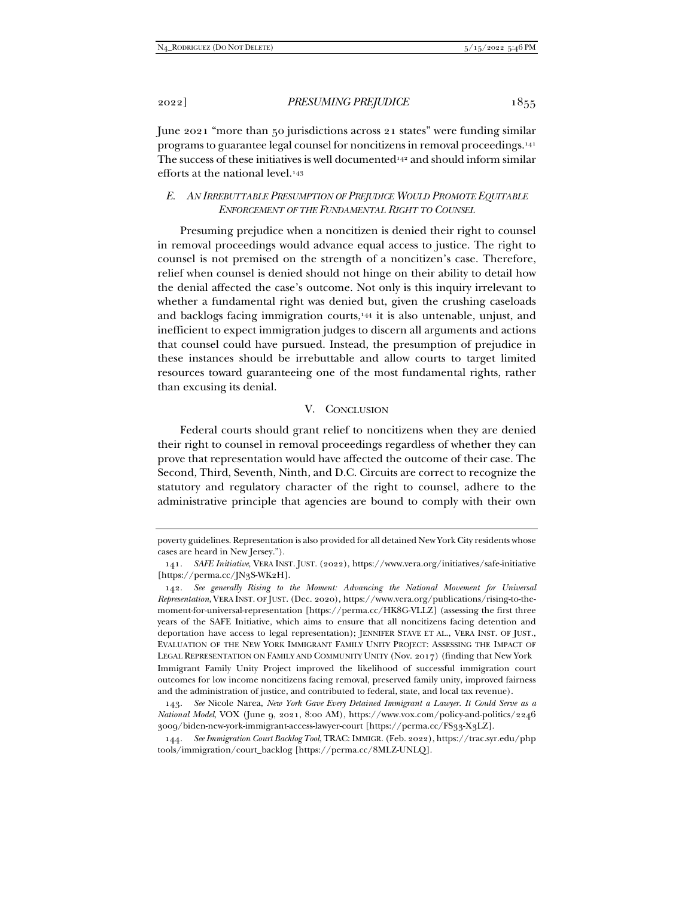June 2021 "more than 50 jurisdictions across 21 states" were funding similar programs to guarantee legal counsel for noncitizens in removal proceedings.[141] The success of these initiatives is well documented[142] and should inform similar efforts at the national level.[143]

### *E. An Irrebuttable Presumption of Prejudice Would Promote Equitable Enforcement of the Fundamental Right to Counsel*

Presuming prejudice when a noncitizen is denied their right to counsel in removal proceedings would advance equal access to justice. The right to counsel is not premised on the strength of a noncitizen's case. Therefore, relief when counsel is denied should not hinge on their ability to detail how the denial affected the case's outcome. Not only is this inquiry irrelevant to whether a fundamental right was denied but, given the crushing caseloads and backlogs facing immigration courts,[144] it is also untenable, unjust, and inefficient to expect immigration judges to discern all arguments and actions that counsel could have pursued. Instead, the presumption of prejudice in these instances should be irrebuttable and allow courts to target limited resources toward guaranteeing one of the most fundamental rights, rather than excusing its denial.

## V. Conclusion

Federal courts should grant relief to noncitizens when they are denied their right to counsel in removal proceedings regardless of whether they can prove that representation would have affected the outcome of their case. The Second, Third, Seventh, Ninth, and D.C. Circuits are correct to recognize the statutory and regulatory character of the right to counsel, adhere to the administrative principle that agencies are bound to comply with their own

---

poverty guidelines. Representation is also provided for all detained New York City residents whose cases are heard in New Jersey.").

141. *SAFE Initiative*, VERA INST. JUST. (2022), https://www.vera.org/initiatives/safe-initiative [https://perma.cc/JN3S-WK2H].

142. *See generally Rising to the Moment: Advancing the National Movement for Universal Representation*, VERA INST. OF JUST. (Dec. 2020), https://www.vera.org/publications/rising-to-the-moment-for-universal-representation [https://perma.cc/HK8G-VLLZ] (assessing the first three years of the SAFE Initiative, which aims to ensure that all noncitizens facing detention and deportation have access to legal representation); JENNIFER STAVE ET AL., VERA INST. OF JUST., EVALUATION OF THE NEW YORK IMMIGRANT FAMILY UNITY PROJECT: ASSESSING THE IMPACT OF LEGAL REPRESENTATION ON FAMILY AND COMMUNITY UNITY (Nov. 2017) (finding that New York Immigrant Family Unity Project improved the likelihood of successful immigration court outcomes for low income noncitizens facing removal, preserved family unity, improved fairness and the administration of justice, and contributed to federal, state, and local tax revenue).

143. *See* Nicole Narea, *New York Gave Every Detained Immigrant a Lawyer. It Could Serve as a National Model*, VOX (June 9, 2021, 8:00 AM), https://www.vox.com/policy-and-politics/22463009/biden-new-york-immigrant-access-lawyer-court [https://perma.cc/FS33-X3LZ].

144. *See Immigration Court Backlog Tool*, TRAC: IMMIGR. (Feb. 2022), https://trac.syr.edu/phptools/immigration/court_backlog [https://perma.cc/8MLZ-UNLQ].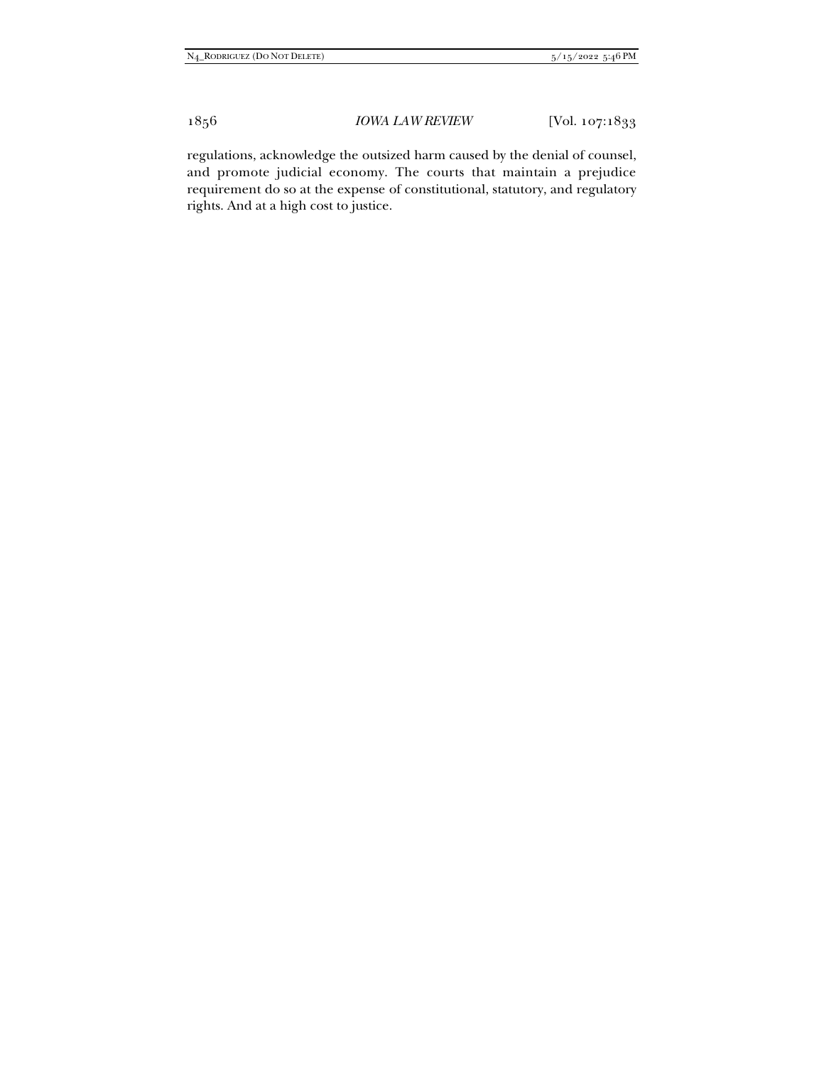regulations, acknowledge the outsized harm caused by the denial of counsel, and promote judicial economy. The courts that maintain a prejudice requirement do so at the expense of constitutional, statutory, and regulatory rights. And at a high cost to justice.